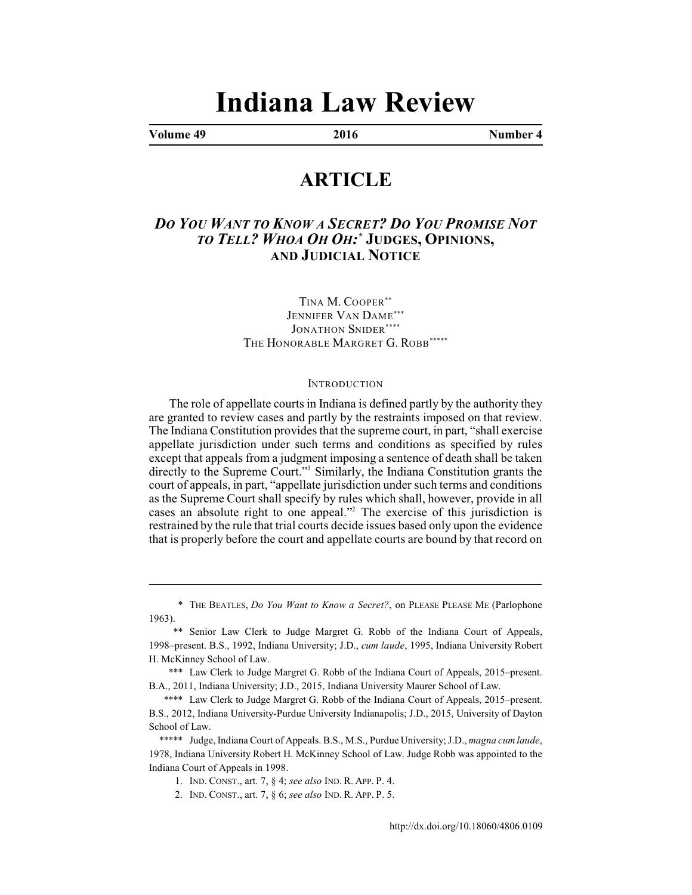# Indiana Law Review

**Volume 49** **2016** **Number 4**

## ARTICLE

### *DO YOU WANT TO KNOW A SECRET? DO YOU PROMISE NOT TO TELL? WHOA OH OH:*[*] JUDGES, OPINIONS, AND JUDICIAL NOTICE

TINA M. COOPER[**]
JENNIFER VAN DAME[***]
JONATHON SNIDER[****]
THE HONORABLE MARGRET G. ROBB[*****]

#### INTRODUCTION

The role of appellate courts in Indiana is defined partly by the authority they are granted to review cases and partly by the restraints imposed on that review. The Indiana Constitution provides that the supreme court, in part, "shall exercise appellate jurisdiction under such terms and conditions as specified by rules except that appeals from a judgment imposing a sentence of death shall be taken directly to the Supreme Court."[1] Similarly, the Indiana Constitution grants the court of appeals, in part, "appellate jurisdiction under such terms and conditions as the Supreme Court shall specify by rules which shall, however, provide in all cases an absolute right to one appeal."[2] The exercise of this jurisdiction is restrained by the rule that trial courts decide issues based only upon the evidence that is properly before the court and appellate courts are bound by that record on

---

\* THE BEATLES, *Do You Want to Know a Secret?*, on PLEASE PLEASE ME (Parlophone 1963).

\*\* Senior Law Clerk to Judge Margret G. Robb of the Indiana Court of Appeals, 1998–present. B.S., 1992, Indiana University; J.D., *cum laude*, 1995, Indiana University Robert H. McKinney School of Law.

\*\*\* Law Clerk to Judge Margret G. Robb of the Indiana Court of Appeals, 2015–present. B.A., 2011, Indiana University; J.D., 2015, Indiana University Maurer School of Law.

\*\*\*\* Law Clerk to Judge Margret G. Robb of the Indiana Court of Appeals, 2015–present. B.S., 2012, Indiana University-Purdue University Indianapolis; J.D., 2015, University of Dayton School of Law.

\*\*\*\*\* Judge, Indiana Court of Appeals. B.S., M.S., Purdue University; J.D., *magna cum laude*, 1978, Indiana University Robert H. McKinney School of Law. Judge Robb was appointed to the Indiana Court of Appeals in 1998.

1. IND. CONST., art. 7, § 4; *see also* IND. R. APP. P. 4.

2. IND. CONST., art. 7, § 6; *see also* IND. R. APP. P. 5.

http://dx.doi.org/10.18060/4806.0109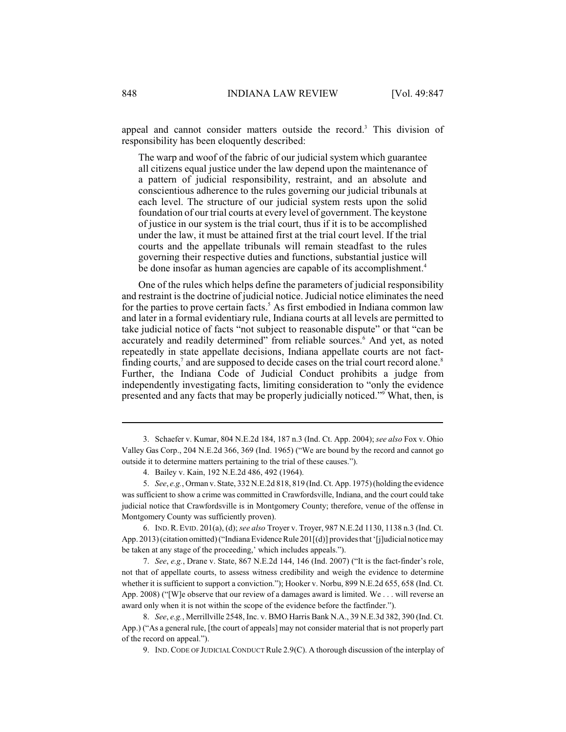appeal and cannot consider matters outside the record.[3] This division of responsibility has been eloquently described:

> The warp and woof of the fabric of our judicial system which guarantee all citizens equal justice under the law depend upon the maintenance of a pattern of judicial responsibility, restraint, and an absolute and conscientious adherence to the rules governing our judicial tribunals at each level. The structure of our judicial system rests upon the solid foundation of our trial courts at every level of government. The keystone of justice in our system is the trial court, thus if it is to be accomplished under the law, it must be attained first at the trial court level. If the trial courts and the appellate tribunals will remain steadfast to the rules governing their respective duties and functions, substantial justice will be done insofar as human agencies are capable of its accomplishment.[4]

One of the rules which helps define the parameters of judicial responsibility and restraint is the doctrine of judicial notice. Judicial notice eliminates the need for the parties to prove certain facts.[5] As first embodied in Indiana common law and later in a formal evidentiary rule, Indiana courts at all levels are permitted to take judicial notice of facts "not subject to reasonable dispute" or that "can be accurately and readily determined" from reliable sources.[6] And yet, as noted repeatedly in state appellate decisions, Indiana appellate courts are not fact-finding courts,[7] and are supposed to decide cases on the trial court record alone.[8] Further, the Indiana Code of Judicial Conduct prohibits a judge from independently investigating facts, limiting consideration to "only the evidence presented and any facts that may be properly judicially noticed."[9] What, then, is

---

3. Schaefer v. Kumar, 804 N.E.2d 184, 187 n.3 (Ind. Ct. App. 2004); *see also* Fox v. Ohio Valley Gas Corp., 204 N.E.2d 366, 369 (Ind. 1965) ("We are bound by the record and cannot go outside it to determine matters pertaining to the trial of these causes.").

4. Bailey v. Kain, 192 N.E.2d 486, 492 (1964).

5. *See*, *e.g.*, Orman v. State, 332 N.E.2d 818, 819 (Ind. Ct. App. 1975) (holding the evidence was sufficient to show a crime was committed in Crawfordsville, Indiana, and the court could take judicial notice that Crawfordsville is in Montgomery County; therefore, venue of the offense in Montgomery County was sufficiently proven).

6. IND. R. EVID. 201(a), (d); *see also* Troyer v. Troyer, 987 N.E.2d 1130, 1138 n.3 (Ind. Ct. App. 2013) (citation omitted) ("Indiana Evidence Rule 201[(d)] provides that '[j]udicial notice may be taken at any stage of the proceeding,' which includes appeals.").

7. *See*, *e.g.*, Drane v. State, 867 N.E.2d 144, 146 (Ind. 2007) ("It is the fact-finder's role, not that of appellate courts, to assess witness credibility and weigh the evidence to determine whether it is sufficient to support a conviction."); Hooker v. Norbu, 899 N.E.2d 655, 658 (Ind. Ct. App. 2008) ("[W]e observe that our review of a damages award is limited. We . . . will reverse an award only when it is not within the scope of the evidence before the factfinder.").

8. *See*, *e.g.*, Merrillville 2548, Inc. v. BMO Harris Bank N.A., 39 N.E.3d 382, 390 (Ind. Ct. App.) ("As a general rule, [the court of appeals] may not consider material that is not properly part of the record on appeal.").

9. IND. CODE OF JUDICIAL CONDUCT Rule 2.9(C). A thorough discussion of the interplay of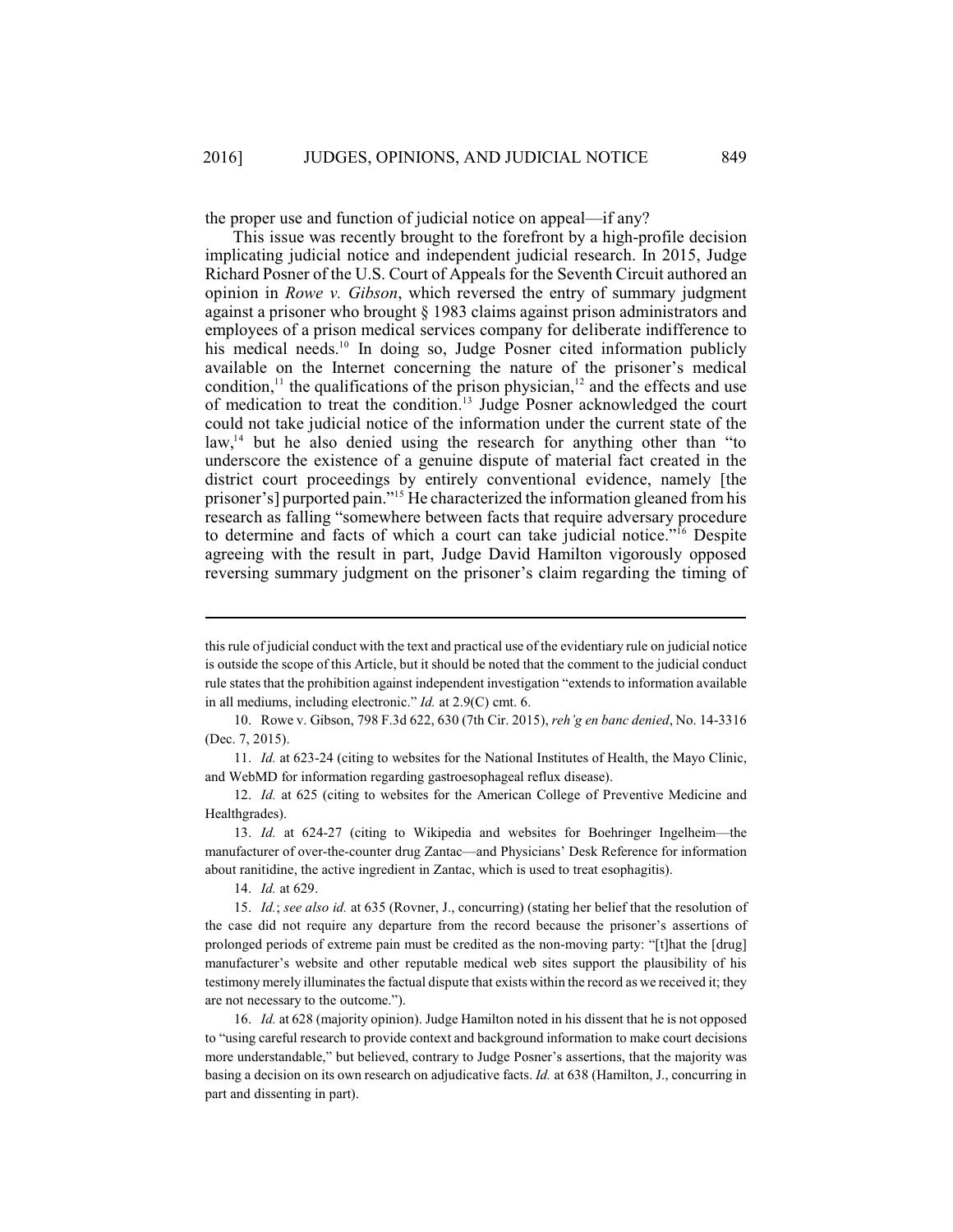the proper use and function of judicial notice on appeal—if any?

This issue was recently brought to the forefront by a high-profile decision implicating judicial notice and independent judicial research. In 2015, Judge Richard Posner of the U.S. Court of Appeals for the Seventh Circuit authored an opinion in *Rowe v. Gibson*, which reversed the entry of summary judgment against a prisoner who brought § 1983 claims against prison administrators and employees of a prison medical services company for deliberate indifference to his medical needs.[10] In doing so, Judge Posner cited information publicly available on the Internet concerning the nature of the prisoner's medical condition,[11] the qualifications of the prison physician,[12] and the effects and use of medication to treat the condition.[13] Judge Posner acknowledged the court could not take judicial notice of the information under the current state of the law,[14] but he also denied using the research for anything other than "to underscore the existence of a genuine dispute of material fact created in the district court proceedings by entirely conventional evidence, namely [the prisoner's] purported pain."[15] He characterized the information gleaned from his research as falling "somewhere between facts that require adversary procedure to determine and facts of which a court can take judicial notice."[16] Despite agreeing with the result in part, Judge David Hamilton vigorously opposed reversing summary judgment on the prisoner's claim regarding the timing of

---

this rule of judicial conduct with the text and practical use of the evidentiary rule on judicial notice is outside the scope of this Article, but it should be noted that the comment to the judicial conduct rule states that the prohibition against independent investigation "extends to information available in all mediums, including electronic." *Id.* at 2.9(C) cmt. 6.

10. Rowe v. Gibson, 798 F.3d 622, 630 (7th Cir. 2015), *reh'g en banc denied*, No. 14-3316 (Dec. 7, 2015).

11. *Id.* at 623-24 (citing to websites for the National Institutes of Health, the Mayo Clinic, and WebMD for information regarding gastroesophageal reflux disease).

12. *Id.* at 625 (citing to websites for the American College of Preventive Medicine and Healthgrades).

13. *Id.* at 624-27 (citing to Wikipedia and websites for Boehringer Ingelheim—the manufacturer of over-the-counter drug Zantac—and Physicians' Desk Reference for information about ranitidine, the active ingredient in Zantac, which is used to treat esophagitis).

14. *Id.* at 629.

15. *Id.*; *see also id.* at 635 (Rovner, J., concurring) (stating her belief that the resolution of the case did not require any departure from the record because the prisoner's assertions of prolonged periods of extreme pain must be credited as the non-moving party: "[t]hat the [drug] manufacturer's website and other reputable medical web sites support the plausibility of his testimony merely illuminates the factual dispute that exists within the record as we received it; they are not necessary to the outcome.").

16. *Id.* at 628 (majority opinion). Judge Hamilton noted in his dissent that he is not opposed to "using careful research to provide context and background information to make court decisions more understandable," but believed, contrary to Judge Posner's assertions, that the majority was basing a decision on its own research on adjudicative facts. *Id.* at 638 (Hamilton, J., concurring in part and dissenting in part).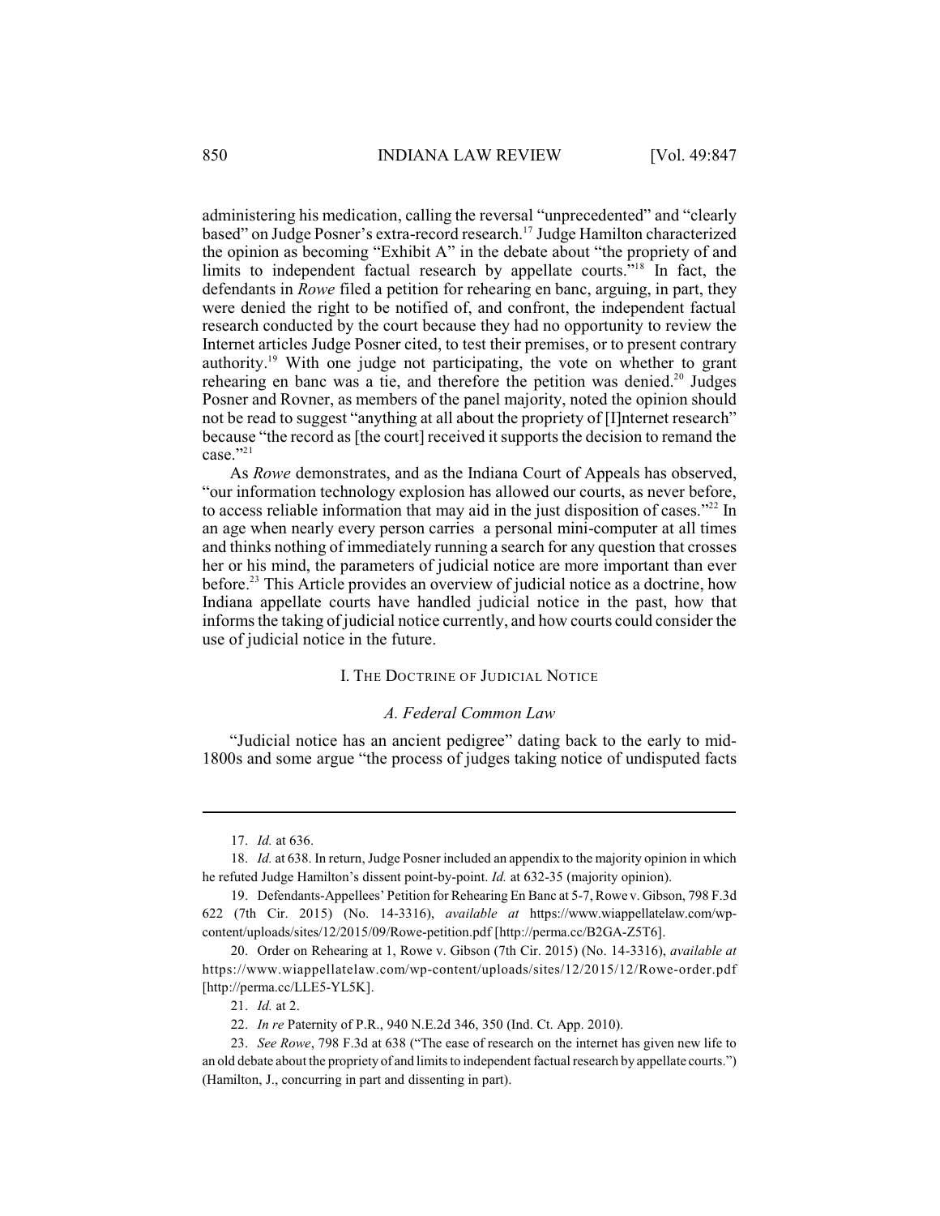administering his medication, calling the reversal "unprecedented" and "clearly based" on Judge Posner's extra-record research.[17] Judge Hamilton characterized the opinion as becoming "Exhibit A" in the debate about "the propriety of and limits to independent factual research by appellate courts."[18] In fact, the defendants in *Rowe* filed a petition for rehearing en banc, arguing, in part, they were denied the right to be notified of, and confront, the independent factual research conducted by the court because they had no opportunity to review the Internet articles Judge Posner cited, to test their premises, or to present contrary authority.[19] With one judge not participating, the vote on whether to grant rehearing en banc was a tie, and therefore the petition was denied.[20] Judges Posner and Rovner, as members of the panel majority, noted the opinion should not be read to suggest "anything at all about the propriety of [I]nternet research" because "the record as [the court] received it supports the decision to remand the case."[21]

As *Rowe* demonstrates, and as the Indiana Court of Appeals has observed, "our information technology explosion has allowed our courts, as never before, to access reliable information that may aid in the just disposition of cases."[22] In an age when nearly every person carries a personal mini-computer at all times and thinks nothing of immediately running a search for any question that crosses her or his mind, the parameters of judicial notice are more important than ever before.[23] This Article provides an overview of judicial notice as a doctrine, how Indiana appellate courts have handled judicial notice in the past, how that informs the taking of judicial notice currently, and how courts could consider the use of judicial notice in the future.

## I. The Doctrine of Judicial Notice

### *A. Federal Common Law*

"Judicial notice has an ancient pedigree" dating back to the early to mid-1800s and some argue "the process of judges taking notice of undisputed facts

---

17. *Id.* at 636.

18. *Id.* at 638. In return, Judge Posner included an appendix to the majority opinion in which he refuted Judge Hamilton's dissent point-by-point. *Id.* at 632-35 (majority opinion).

19. Defendants-Appellees' Petition for Rehearing En Banc at 5-7, Rowe v. Gibson, 798 F.3d 622 (7th Cir. 2015) (No. 14-3316), *available at* https://www.wiappellatelaw.com/wp-content/uploads/sites/12/2015/09/Rowe-petition.pdf [http://perma.cc/B2GA-Z5T6].

20. Order on Rehearing at 1, Rowe v. Gibson (7th Cir. 2015) (No. 14-3316), *available at* https://www.wiappellatelaw.com/wp-content/uploads/sites/12/2015/12/Rowe-order.pdf [http://perma.cc/LLE5-YL5K].

21. *Id.* at 2.

22. *In re* Paternity of P.R., 940 N.E.2d 346, 350 (Ind. Ct. App. 2010).

23. *See Rowe*, 798 F.3d at 638 ("The ease of research on the internet has given new life to an old debate about the propriety of and limits to independent factual research by appellate courts.") (Hamilton, J., concurring in part and dissenting in part).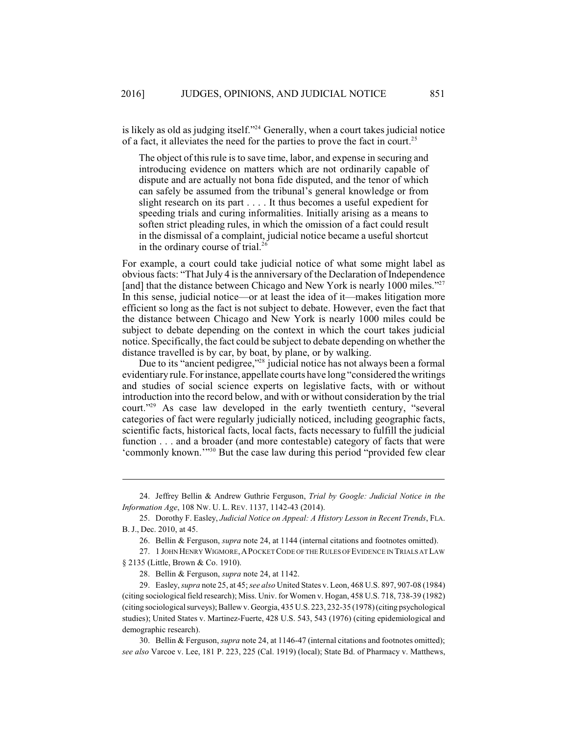is likely as old as judging itself."[24] Generally, when a court takes judicial notice of a fact, it alleviates the need for the parties to prove the fact in court.[25]

> The object of this rule is to save time, labor, and expense in securing and introducing evidence on matters which are not ordinarily capable of dispute and are actually not bona fide disputed, and the tenor of which can safely be assumed from the tribunal's general knowledge or from slight research on its part . . . . It thus becomes a useful expedient for speeding trials and curing informalities. Initially arising as a means to soften strict pleading rules, in which the omission of a fact could result in the dismissal of a complaint, judicial notice became a useful shortcut in the ordinary course of trial.[26]

For example, a court could take judicial notice of what some might label as obvious facts: "That July 4 is the anniversary of the Declaration of Independence [and] that the distance between Chicago and New York is nearly 1000 miles."[27] In this sense, judicial notice—or at least the idea of it—makes litigation more efficient so long as the fact is not subject to debate. However, even the fact that the distance between Chicago and New York is nearly 1000 miles could be subject to debate depending on the context in which the court takes judicial notice. Specifically, the fact could be subject to debate depending on whether the distance travelled is by car, by boat, by plane, or by walking.

Due to its "ancient pedigree,"[28] judicial notice has not always been a formal evidentiary rule. For instance, appellate courts have long "considered the writings and studies of social science experts on legislative facts, with or without introduction into the record below, and with or without consideration by the trial court."[29] As case law developed in the early twentieth century, "several categories of fact were regularly judicially noticed, including geographic facts, scientific facts, historical facts, local facts, facts necessary to fulfill the judicial function . . . and a broader (and more contestable) category of facts that were 'commonly known.'"[30] But the case law during this period "provided few clear

---

24. Jeffrey Bellin & Andrew Guthrie Ferguson, *Trial by Google: Judicial Notice in the Information Age*, 108 NW. U. L. REV. 1137, 1142-43 (2014).

25. Dorothy F. Easley, *Judicial Notice on Appeal: A History Lesson in Recent Trends*, FLA. B. J., Dec. 2010, at 45.

26. Bellin & Ferguson, *supra* note 24, at 1144 (internal citations and footnotes omitted).

27. 1 JOHN HENRY WIGMORE, A POCKET CODE OF THE RULES OF EVIDENCE IN TRIALS AT LAW § 2135 (Little, Brown & Co. 1910).

28. Bellin & Ferguson, *supra* note 24, at 1142.

29. Easley, *supra* note 25, at 45; *see also* United States v. Leon, 468 U.S. 897, 907-08 (1984) (citing sociological field research); Miss. Univ. for Women v. Hogan, 458 U.S. 718, 738-39 (1982) (citing sociological surveys); Ballew v. Georgia, 435 U.S. 223, 232-35 (1978) (citing psychological studies); United States v. Martinez-Fuerte, 428 U.S. 543, 543 (1976) (citing epidemiological and demographic research).

30. Bellin & Ferguson, *supra* note 24, at 1146-47 (internal citations and footnotes omitted); *see also* Varcoe v. Lee, 181 P. 223, 225 (Cal. 1919) (local); State Bd. of Pharmacy v. Matthews,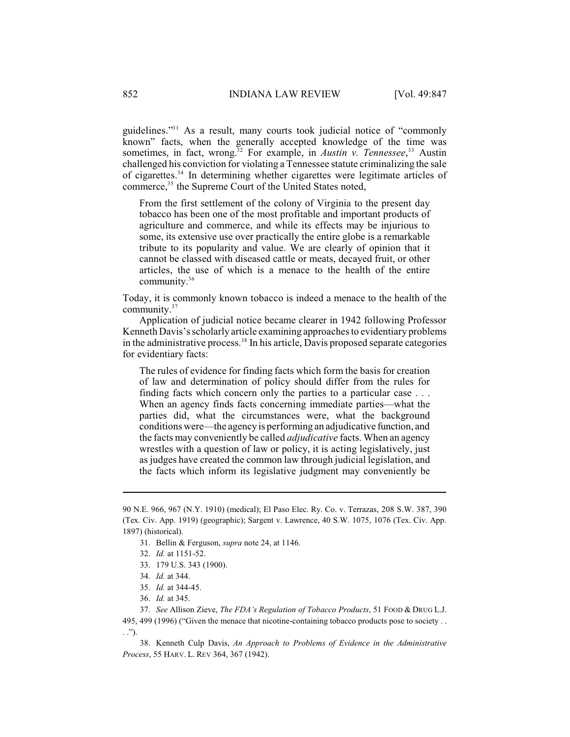guidelines."[31] As a result, many courts took judicial notice of "commonly known" facts, when the generally accepted knowledge of the time was sometimes, in fact, wrong.[32] For example, in *Austin v. Tennessee*,[33] Austin challenged his conviction for violating a Tennessee statute criminalizing the sale of cigarettes.[34] In determining whether cigarettes were legitimate articles of commerce,[35] the Supreme Court of the United States noted,

> From the first settlement of the colony of Virginia to the present day tobacco has been one of the most profitable and important products of agriculture and commerce, and while its effects may be injurious to some, its extensive use over practically the entire globe is a remarkable tribute to its popularity and value. We are clearly of opinion that it cannot be classed with diseased cattle or meats, decayed fruit, or other articles, the use of which is a menace to the health of the entire community.[36]

Today, it is commonly known tobacco is indeed a menace to the health of the community.[37]

Application of judicial notice became clearer in 1942 following Professor Kenneth Davis's scholarly article examining approaches to evidentiary problems in the administrative process.[38] In his article, Davis proposed separate categories for evidentiary facts:

> The rules of evidence for finding facts which form the basis for creation of law and determination of policy should differ from the rules for finding facts which concern only the parties to a particular case . . . When an agency finds facts concerning immediate parties—what the parties did, what the circumstances were, what the background conditions were—the agency is performing an adjudicative function, and the facts may conveniently be called *adjudicative* facts. When an agency wrestles with a question of law or policy, it is acting legislatively, just as judges have created the common law through judicial legislation, and the facts which inform its legislative judgment may conveniently be

---

90 N.E. 966, 967 (N.Y. 1910) (medical); El Paso Elec. Ry. Co. v. Terrazas, 208 S.W. 387, 390 (Tex. Civ. App. 1919) (geographic); Sargent v. Lawrence, 40 S.W. 1075, 1076 (Tex. Civ. App. 1897) (historical).

31. Bellin & Ferguson, *supra* note 24, at 1146.

32. *Id.* at 1151-52.

33. 179 U.S. 343 (1900).

34. *Id.* at 344.

35. *Id.* at 344-45.

36. *Id.* at 345.

37. *See* Allison Zieve, *The FDA's Regulation of Tobacco Products*, 51 FOOD & DRUG L.J. 495, 499 (1996) ("Given the menace that nicotine-containing tobacco products pose to society . . . .").

38. Kenneth Culp Davis, *An Approach to Problems of Evidence in the Administrative Process*, 55 HARV. L. REV 364, 367 (1942).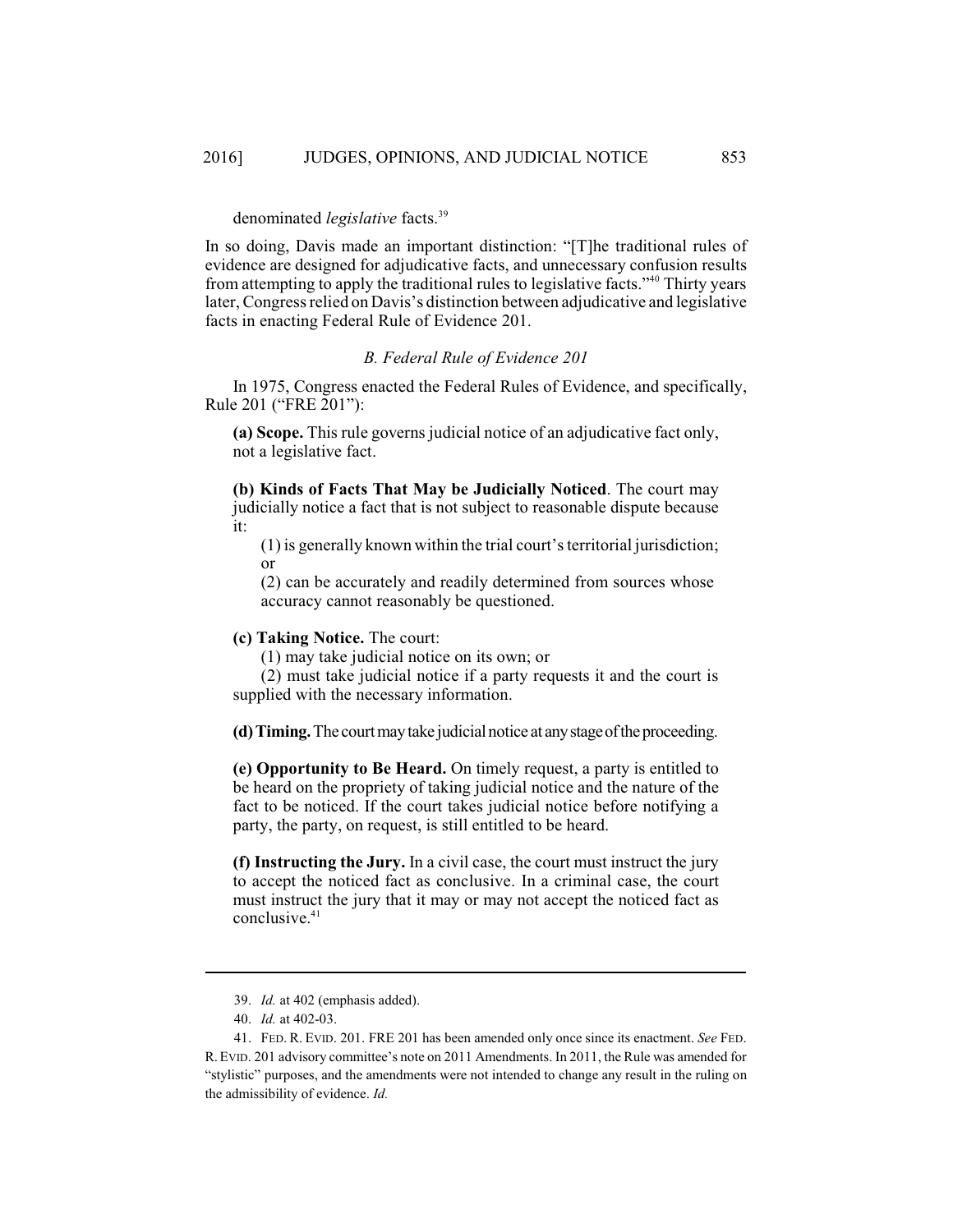denominated *legislative* facts.[39]

In so doing, Davis made an important distinction: "[T]he traditional rules of evidence are designed for adjudicative facts, and unnecessary confusion results from attempting to apply the traditional rules to legislative facts."[40] Thirty years later, Congress relied on Davis's distinction between adjudicative and legislative facts in enacting Federal Rule of Evidence 201.

### *B. Federal Rule of Evidence 201*

In 1975, Congress enacted the Federal Rules of Evidence, and specifically, Rule 201 ("FRE 201"):

> **(a) Scope.** This rule governs judicial notice of an adjudicative fact only, not a legislative fact.
>
> **(b) Kinds of Facts That May be Judicially Noticed**. The court may judicially notice a fact that is not subject to reasonable dispute because it:
>
> (1) is generally known within the trial court's territorial jurisdiction; or
>
> (2) can be accurately and readily determined from sources whose accuracy cannot reasonably be questioned.
>
> **(c) Taking Notice.** The court:
>
> (1) may take judicial notice on its own; or
>
> (2) must take judicial notice if a party requests it and the court is supplied with the necessary information.
>
> **(d) Timing.** The court may take judicial notice at any stage of the proceeding.
>
> **(e) Opportunity to Be Heard.** On timely request, a party is entitled to be heard on the propriety of taking judicial notice and the nature of the fact to be noticed. If the court takes judicial notice before notifying a party, the party, on request, is still entitled to be heard.
>
> **(f) Instructing the Jury.** In a civil case, the court must instruct the jury to accept the noticed fact as conclusive. In a criminal case, the court must instruct the jury that it may or may not accept the noticed fact as conclusive.[41]

---

39. *Id.* at 402 (emphasis added).

40. *Id.* at 402-03.

41. FED. R. EVID. 201. FRE 201 has been amended only once since its enactment. *See* FED. R. EVID. 201 advisory committee's note on 2011 Amendments. In 2011, the Rule was amended for "stylistic" purposes, and the amendments were not intended to change any result in the ruling on the admissibility of evidence. *Id.*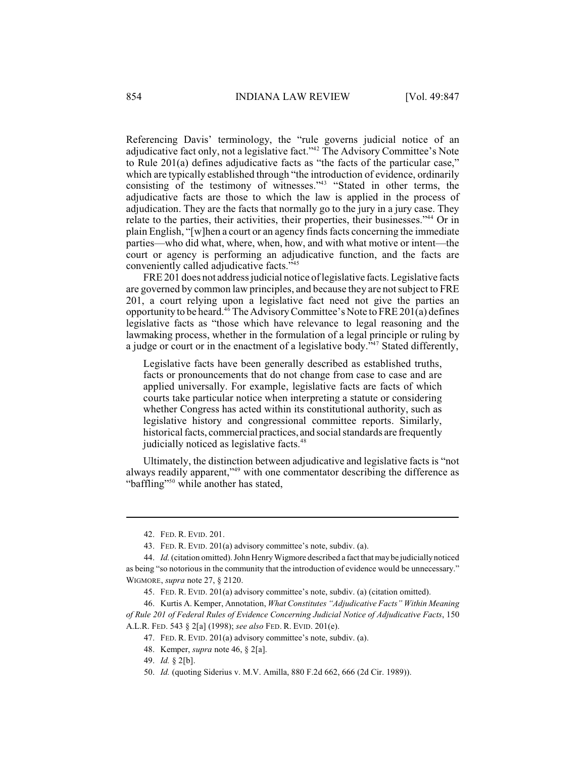Referencing Davis' terminology, the "rule governs judicial notice of an adjudicative fact only, not a legislative fact."[42] The Advisory Committee's Note to Rule 201(a) defines adjudicative facts as "the facts of the particular case," which are typically established through "the introduction of evidence, ordinarily consisting of the testimony of witnesses."[43] "Stated in other terms, the adjudicative facts are those to which the law is applied in the process of adjudication. They are the facts that normally go to the jury in a jury case. They relate to the parties, their activities, their properties, their businesses."[44] Or in plain English, "[w]hen a court or an agency finds facts concerning the immediate parties—who did what, where, when, how, and with what motive or intent—the court or agency is performing an adjudicative function, and the facts are conveniently called adjudicative facts."[45]

FRE 201 does not address judicial notice of legislative facts. Legislative facts are governed by common law principles, and because they are not subject to FRE 201, a court relying upon a legislative fact need not give the parties an opportunity to be heard.[46] The Advisory Committee's Note to FRE 201(a) defines legislative facts as "those which have relevance to legal reasoning and the lawmaking process, whether in the formulation of a legal principle or ruling by a judge or court or in the enactment of a legislative body."[47] Stated differently,

> Legislative facts have been generally described as established truths, facts or pronouncements that do not change from case to case and are applied universally. For example, legislative facts are facts of which courts take particular notice when interpreting a statute or considering whether Congress has acted within its constitutional authority, such as legislative history and congressional committee reports. Similarly, historical facts, commercial practices, and social standards are frequently judicially noticed as legislative facts.[48]

Ultimately, the distinction between adjudicative and legislative facts is "not always readily apparent,"[49] with one commentator describing the difference as "baffling"[50] while another has stated,

---

42. FED. R. EVID. 201.

43. FED. R. EVID. 201(a) advisory committee's note, subdiv. (a).

44. *Id.* (citation omitted). John Henry Wigmore described a fact that may be judicially noticed as being "so notorious in the community that the introduction of evidence would be unnecessary." WIGMORE, *supra* note 27, § 2120.

45. FED. R. EVID. 201(a) advisory committee's note, subdiv. (a) (citation omitted).

46. Kurtis A. Kemper, Annotation, *What Constitutes "Adjudicative Facts" Within Meaning of Rule 201 of Federal Rules of Evidence Concerning Judicial Notice of Adjudicative Facts*, 150 A.L.R. FED. 543 § 2[a] (1998); *see also* FED. R. EVID. 201(e).

47. FED. R. EVID. 201(a) advisory committee's note, subdiv. (a).

48. Kemper, *supra* note 46, § 2[a].

49. *Id.* § 2[b].

50. *Id.* (quoting Siderius v. M.V. Amilla, 880 F.2d 662, 666 (2d Cir. 1989)).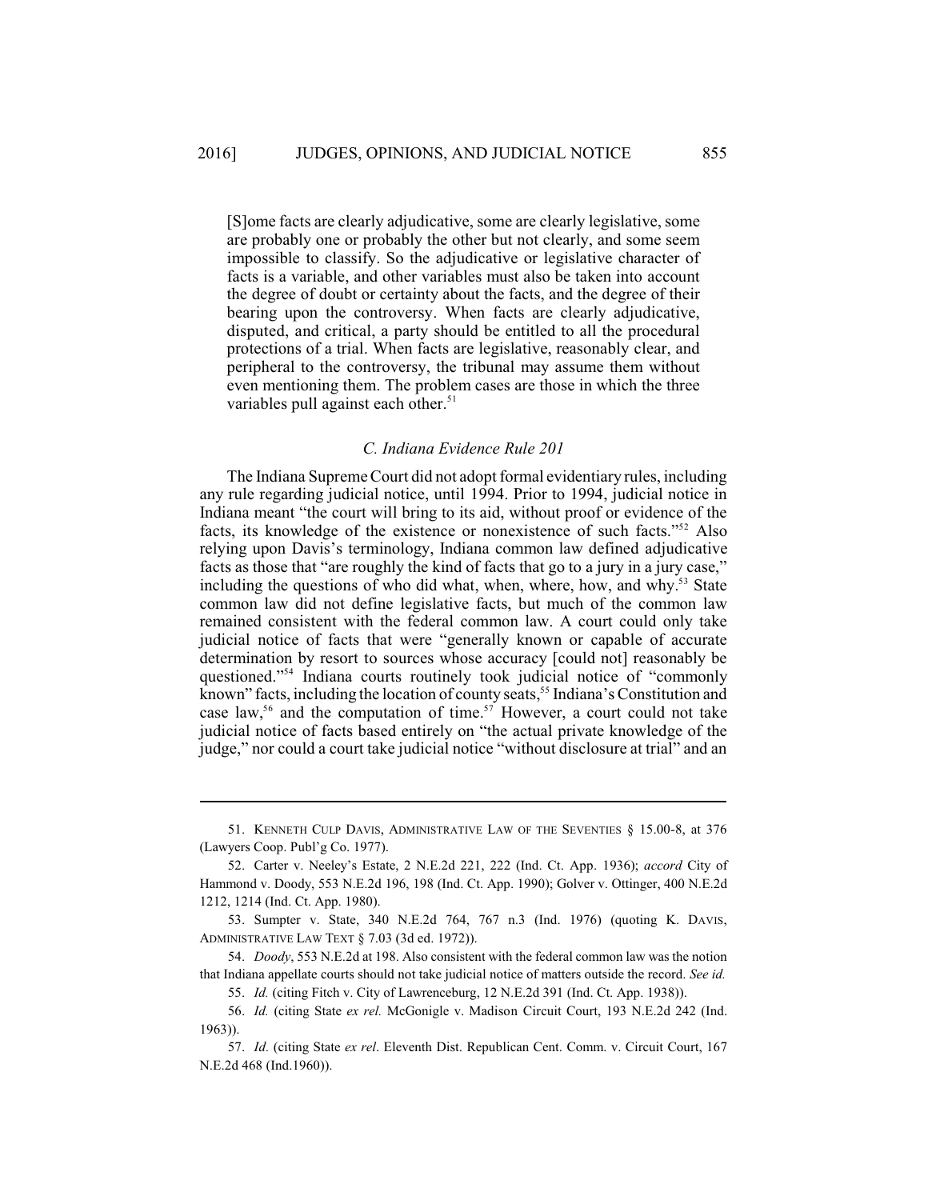[S]ome facts are clearly adjudicative, some are clearly legislative, some are probably one or probably the other but not clearly, and some seem impossible to classify. So the adjudicative or legislative character of facts is a variable, and other variables must also be taken into account the degree of doubt or certainty about the facts, and the degree of their bearing upon the controversy. When facts are clearly adjudicative, disputed, and critical, a party should be entitled to all the procedural protections of a trial. When facts are legislative, reasonably clear, and peripheral to the controversy, the tribunal may assume them without even mentioning them. The problem cases are those in which the three variables pull against each other.[51]

### *C. Indiana Evidence Rule 201*

The Indiana Supreme Court did not adopt formal evidentiary rules, including any rule regarding judicial notice, until 1994. Prior to 1994, judicial notice in Indiana meant "the court will bring to its aid, without proof or evidence of the facts, its knowledge of the existence or nonexistence of such facts."[52] Also relying upon Davis's terminology, Indiana common law defined adjudicative facts as those that "are roughly the kind of facts that go to a jury in a jury case," including the questions of who did what, when, where, how, and why.[53] State common law did not define legislative facts, but much of the common law remained consistent with the federal common law. A court could only take judicial notice of facts that were "generally known or capable of accurate determination by resort to sources whose accuracy [could not] reasonably be questioned."[54] Indiana courts routinely took judicial notice of "commonly known" facts, including the location of county seats,[55] Indiana's Constitution and case law,[56] and the computation of time.[57] However, a court could not take judicial notice of facts based entirely on "the actual private knowledge of the judge," nor could a court take judicial notice "without disclosure at trial" and an

---

51. KENNETH CULP DAVIS, ADMINISTRATIVE LAW OF THE SEVENTIES § 15.00-8, at 376 (Lawyers Coop. Publ'g Co. 1977).

52. Carter v. Neeley's Estate, 2 N.E.2d 221, 222 (Ind. Ct. App. 1936); *accord* City of Hammond v. Doody, 553 N.E.2d 196, 198 (Ind. Ct. App. 1990); Golver v. Ottinger, 400 N.E.2d 1212, 1214 (Ind. Ct. App. 1980).

53. Sumpter v. State, 340 N.E.2d 764, 767 n.3 (Ind. 1976) (quoting K. DAVIS, ADMINISTRATIVE LAW TEXT § 7.03 (3d ed. 1972)).

54. *Doody*, 553 N.E.2d at 198. Also consistent with the federal common law was the notion that Indiana appellate courts should not take judicial notice of matters outside the record. *See id.*

55. *Id.* (citing Fitch v. City of Lawrenceburg, 12 N.E.2d 391 (Ind. Ct. App. 1938)).

56. *Id.* (citing State *ex rel.* McGonigle v. Madison Circuit Court, 193 N.E.2d 242 (Ind. 1963)).

57. *Id.* (citing State *ex rel*. Eleventh Dist. Republican Cent. Comm. v. Circuit Court, 167 N.E.2d 468 (Ind.1960)).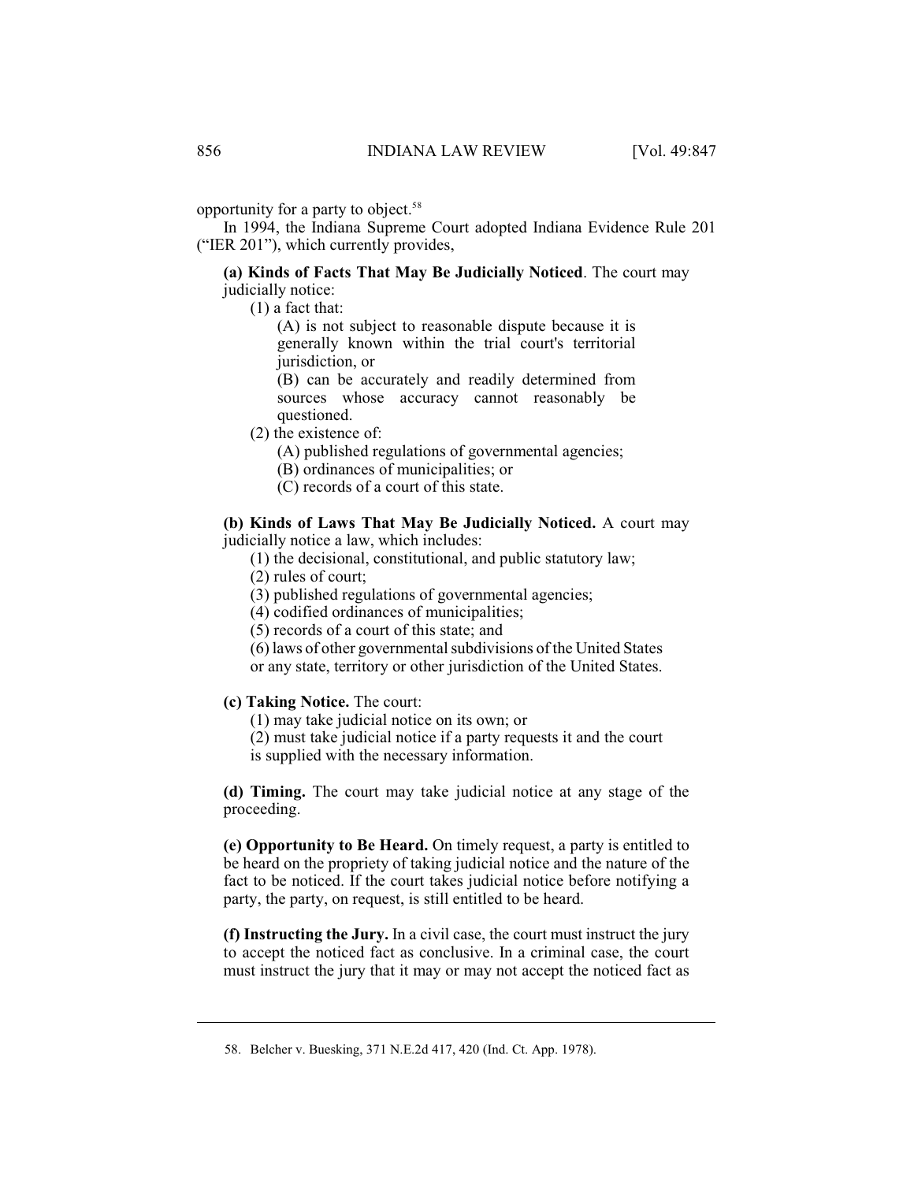opportunity for a party to object.[58]

In 1994, the Indiana Supreme Court adopted Indiana Evidence Rule 201 ("IER 201"), which currently provides,

> **(a) Kinds of Facts That May Be Judicially Noticed**. The court may judicially notice:
>
> (1) a fact that:
>
> (A) is not subject to reasonable dispute because it is generally known within the trial court's territorial jurisdiction, or
>
> (B) can be accurately and readily determined from sources whose accuracy cannot reasonably be questioned.
>
> (2) the existence of:
>
> (A) published regulations of governmental agencies;
>
> (B) ordinances of municipalities; or
>
> (C) records of a court of this state.
>
> **(b) Kinds of Laws That May Be Judicially Noticed.** A court may judicially notice a law, which includes:
>
> (1) the decisional, constitutional, and public statutory law;
>
> (2) rules of court;
>
> (3) published regulations of governmental agencies;
>
> (4) codified ordinances of municipalities;
>
> (5) records of a court of this state; and
>
> (6) laws of other governmental subdivisions of the United States or any state, territory or other jurisdiction of the United States.
>
> **(c) Taking Notice.** The court:
>
> (1) may take judicial notice on its own; or
>
> (2) must take judicial notice if a party requests it and the court is supplied with the necessary information.
>
> **(d) Timing.** The court may take judicial notice at any stage of the proceeding.
>
> **(e) Opportunity to Be Heard.** On timely request, a party is entitled to be heard on the propriety of taking judicial notice and the nature of the fact to be noticed. If the court takes judicial notice before notifying a party, the party, on request, is still entitled to be heard.
>
> **(f) Instructing the Jury.** In a civil case, the court must instruct the jury to accept the noticed fact as conclusive. In a criminal case, the court must instruct the jury that it may or may not accept the noticed fact as

---

58. Belcher v. Buesking, 371 N.E.2d 417, 420 (Ind. Ct. App. 1978).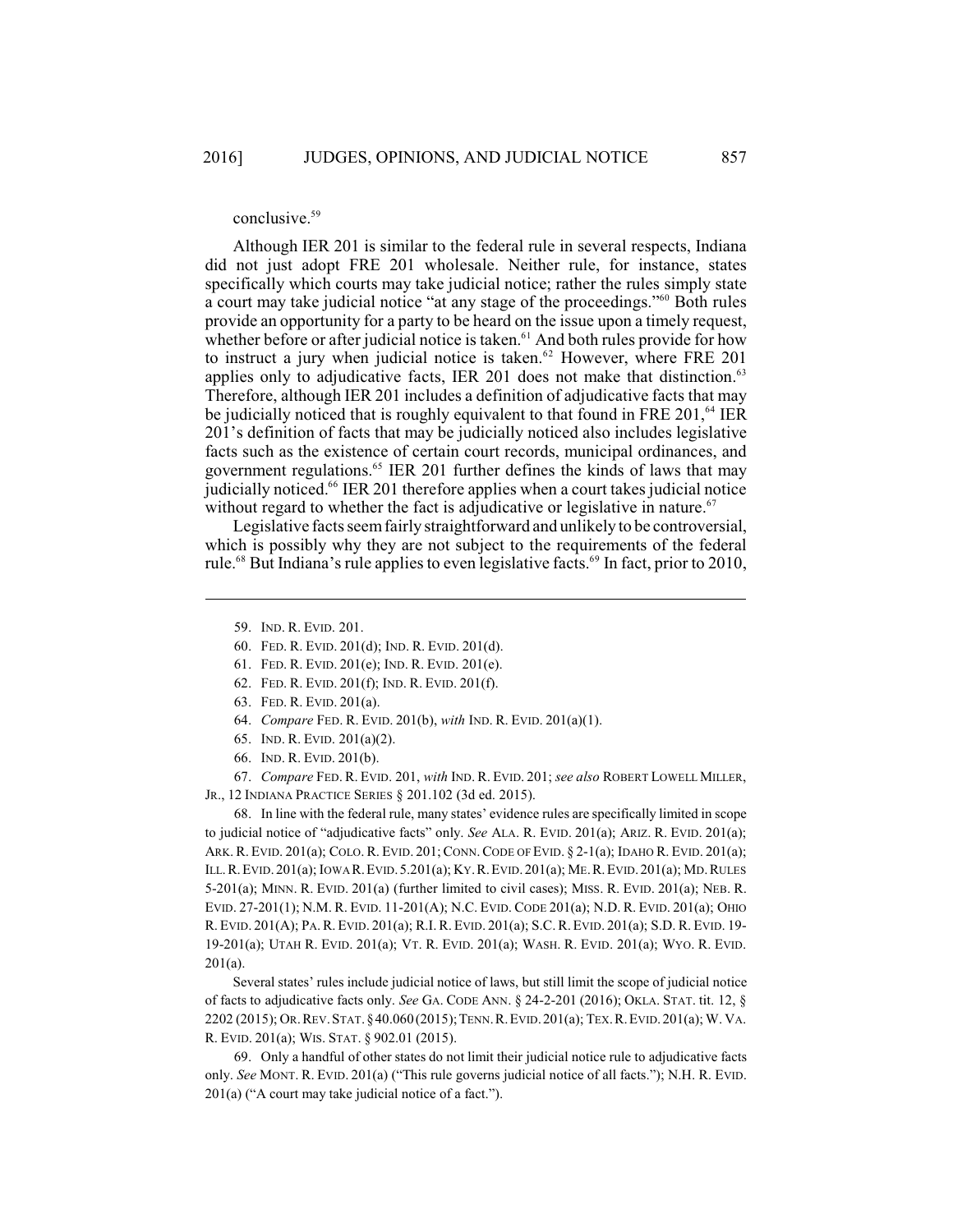conclusive.[59]

Although IER 201 is similar to the federal rule in several respects, Indiana did not just adopt FRE 201 wholesale. Neither rule, for instance, states specifically which courts may take judicial notice; rather the rules simply state a court may take judicial notice "at any stage of the proceedings."[60] Both rules provide an opportunity for a party to be heard on the issue upon a timely request, whether before or after judicial notice is taken.[61] And both rules provide for how to instruct a jury when judicial notice is taken.[62] However, where FRE 201 applies only to adjudicative facts, IER 201 does not make that distinction.[63] Therefore, although IER 201 includes a definition of adjudicative facts that may be judicially noticed that is roughly equivalent to that found in FRE 201,[64] IER 201's definition of facts that may be judicially noticed also includes legislative facts such as the existence of certain court records, municipal ordinances, and government regulations.[65] IER 201 further defines the kinds of laws that may judicially noticed.[66] IER 201 therefore applies when a court takes judicial notice without regard to whether the fact is adjudicative or legislative in nature.[67]

Legislative facts seem fairly straightforward and unlikely to be controversial, which is possibly why they are not subject to the requirements of the federal rule.[68] But Indiana's rule applies to even legislative facts.[69] In fact, prior to 2010,

---

59. IND. R. EVID. 201.

60. FED. R. EVID. 201(d); IND. R. EVID. 201(d).

61. FED. R. EVID. 201(e); IND. R. EVID. 201(e).

62. FED. R. EVID. 201(f); IND. R. EVID. 201(f).

63. FED. R. EVID. 201(a).

64. *Compare* FED. R. EVID. 201(b), *with* IND. R. EVID. 201(a)(1).

65. IND. R. EVID. 201(a)(2).

66. IND. R. EVID. 201(b).

67. *Compare* FED. R. EVID. 201, *with* IND. R. EVID. 201; *see also* ROBERT LOWELL MILLER, JR., 12 INDIANA PRACTICE SERIES § 201.102 (3d ed. 2015).

68. In line with the federal rule, many states' evidence rules are specifically limited in scope to judicial notice of "adjudicative facts" only. *See* ALA. R. EVID. 201(a); ARIZ. R. EVID. 201(a); ARK. R. EVID. 201(a); COLO. R. EVID. 201; CONN. CODE OF EVID. § 2-1(a); IDAHO R. EVID. 201(a); ILL. R. EVID. 201(a); IOWA R. EVID. 5.201(a); KY. R. EVID. 201(a); ME. R. EVID. 201(a); MD. RULES 5-201(a); MINN. R. EVID. 201(a) (further limited to civil cases); MISS. R. EVID. 201(a); NEB. R. EVID. 27-201(1); N.M. R. EVID. 11-201(A); N.C. EVID. CODE 201(a); N.D. R. EVID. 201(a); OHIO R. EVID. 201(A); PA. R. EVID. 201(a); R.I. R. EVID. 201(a); S.C. R. EVID. 201(a); S.D. R. EVID. 19-19-201(a); UTAH R. EVID. 201(a); VT. R. EVID. 201(a); WASH. R. EVID. 201(a); WYO. R. EVID. 201(a).

Several states' rules include judicial notice of laws, but still limit the scope of judicial notice of facts to adjudicative facts only. *See* GA. CODE ANN. § 24-2-201 (2016); OKLA. STAT. tit. 12, § 2202 (2015); OR. REV. STAT. § 40.060 (2015); TENN. R. EVID. 201(a); TEX. R. EVID. 201(a); W. VA. R. EVID. 201(a); WIS. STAT. § 902.01 (2015).

69. Only a handful of other states do not limit their judicial notice rule to adjudicative facts only. *See* MONT. R. EVID. 201(a) ("This rule governs judicial notice of all facts."); N.H. R. EVID. 201(a) ("A court may take judicial notice of a fact.").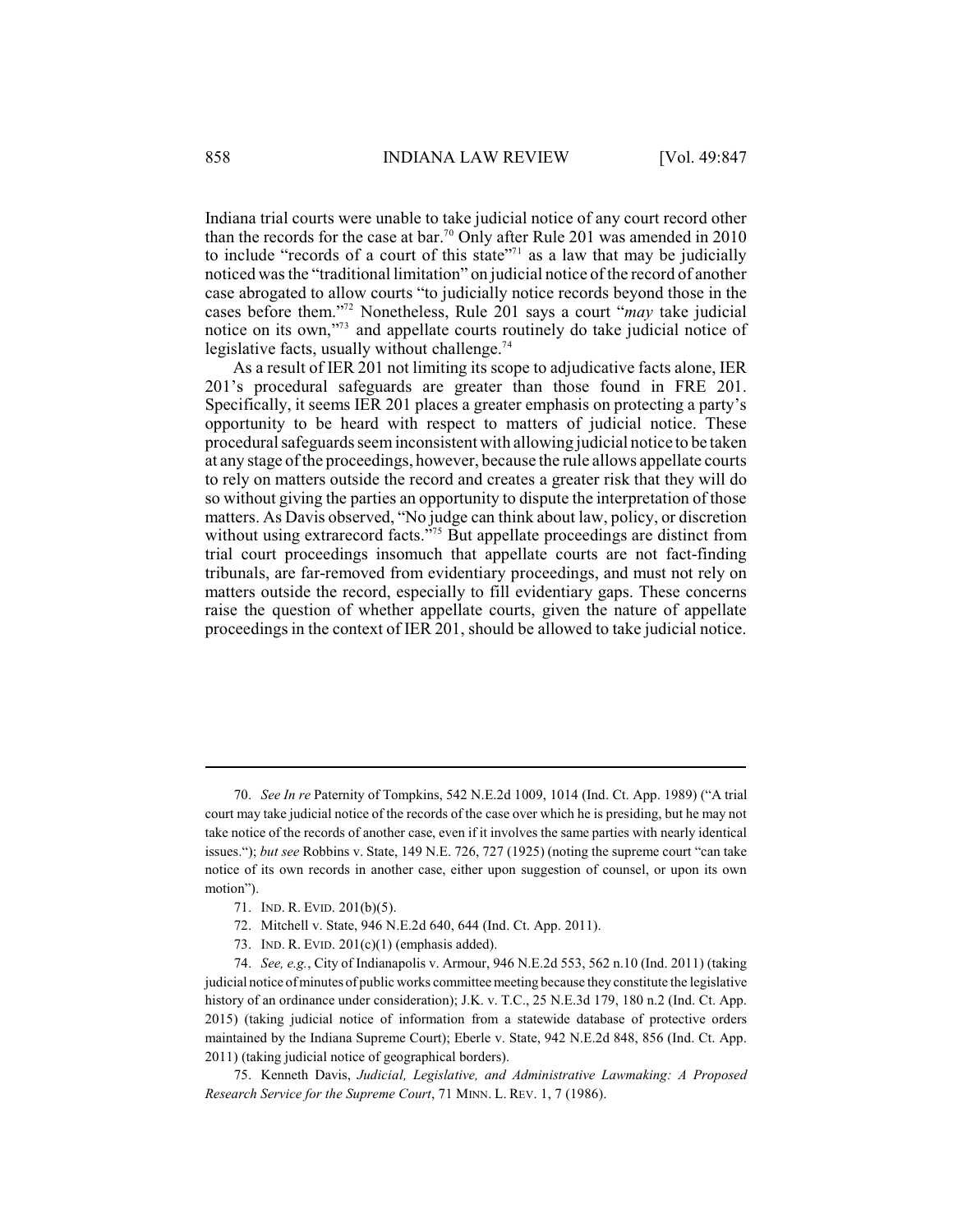Indiana trial courts were unable to take judicial notice of any court record other than the records for the case at bar.[70] Only after Rule 201 was amended in 2010 to include "records of a court of this state"[71] as a law that may be judicially noticed was the "traditional limitation" on judicial notice of the record of another case abrogated to allow courts "to judicially notice records beyond those in the cases before them."[72] Nonetheless, Rule 201 says a court "*may* take judicial notice on its own,"[73] and appellate courts routinely do take judicial notice of legislative facts, usually without challenge.[74]

As a result of IER 201 not limiting its scope to adjudicative facts alone, IER 201's procedural safeguards are greater than those found in FRE 201. Specifically, it seems IER 201 places a greater emphasis on protecting a party's opportunity to be heard with respect to matters of judicial notice. These procedural safeguards seem inconsistent with allowing judicial notice to be taken at any stage of the proceedings, however, because the rule allows appellate courts to rely on matters outside the record and creates a greater risk that they will do so without giving the parties an opportunity to dispute the interpretation of those matters. As Davis observed, "No judge can think about law, policy, or discretion without using extrarecord facts."[75] But appellate proceedings are distinct from trial court proceedings insomuch that appellate courts are not fact-finding tribunals, are far-removed from evidentiary proceedings, and must not rely on matters outside the record, especially to fill evidentiary gaps. These concerns raise the question of whether appellate courts, given the nature of appellate proceedings in the context of IER 201, should be allowed to take judicial notice.

---

70. *See In re* Paternity of Tompkins, 542 N.E.2d 1009, 1014 (Ind. Ct. App. 1989) ("A trial court may take judicial notice of the records of the case over which he is presiding, but he may not take notice of the records of another case, even if it involves the same parties with nearly identical issues."); *but see* Robbins v. State, 149 N.E. 726, 727 (1925) (noting the supreme court "can take notice of its own records in another case, either upon suggestion of counsel, or upon its own motion").

71. IND. R. EVID. 201(b)(5).

72. Mitchell v. State, 946 N.E.2d 640, 644 (Ind. Ct. App. 2011).

73. IND. R. EVID. 201(c)(1) (emphasis added).

74. *See, e.g.*, City of Indianapolis v. Armour, 946 N.E.2d 553, 562 n.10 (Ind. 2011) (taking judicial notice of minutes of public works committee meeting because they constitute the legislative history of an ordinance under consideration); J.K. v. T.C., 25 N.E.3d 179, 180 n.2 (Ind. Ct. App. 2015) (taking judicial notice of information from a statewide database of protective orders maintained by the Indiana Supreme Court); Eberle v. State, 942 N.E.2d 848, 856 (Ind. Ct. App. 2011) (taking judicial notice of geographical borders).

75. Kenneth Davis, *Judicial, Legislative, and Administrative Lawmaking: A Proposed Research Service for the Supreme Court*, 71 MINN. L. REV. 1, 7 (1986).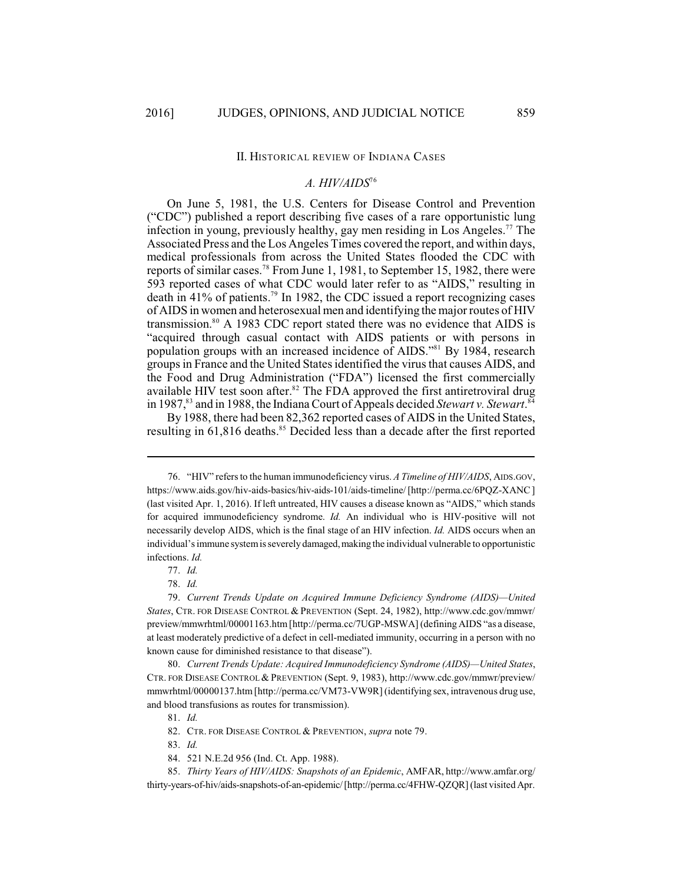## II. Historical review of Indiana Cases

### *A. HIV/AIDS*[76]

On June 5, 1981, the U.S. Centers for Disease Control and Prevention ("CDC") published a report describing five cases of a rare opportunistic lung infection in young, previously healthy, gay men residing in Los Angeles.[77] The Associated Press and the Los Angeles Times covered the report, and within days, medical professionals from across the United States flooded the CDC with reports of similar cases.[78] From June 1, 1981, to September 15, 1982, there were 593 reported cases of what CDC would later refer to as "AIDS," resulting in death in 41% of patients.[79] In 1982, the CDC issued a report recognizing cases of AIDS in women and heterosexual men and identifying the major routes of HIV transmission.[80] A 1983 CDC report stated there was no evidence that AIDS is "acquired through casual contact with AIDS patients or with persons in population groups with an increased incidence of AIDS."[81] By 1984, research groups in France and the United States identified the virus that causes AIDS, and the Food and Drug Administration ("FDA") licensed the first commercially available HIV test soon after.[82] The FDA approved the first antiretroviral drug in 1987,[83] and in 1988, the Indiana Court of Appeals decided *Stewart v. Stewart*.[84]

By 1988, there had been 82,362 reported cases of AIDS in the United States, resulting in 61,816 deaths.[85] Decided less than a decade after the first reported

---

76. "HIV" refers to the human immunodeficiency virus. *A Timeline of HIV/AIDS*, AIDS.GOV, https://www.aids.gov/hiv-aids-basics/hiv-aids-101/aids-timeline/ [http://perma.cc/6PQZ-XANC] (last visited Apr. 1, 2016). If left untreated, HIV causes a disease known as "AIDS," which stands for acquired immunodeficiency syndrome. *Id.* An individual who is HIV-positive will not necessarily develop AIDS, which is the final stage of an HIV infection. *Id.* AIDS occurs when an individual's immune system is severely damaged, making the individual vulnerable to opportunistic infections. *Id.*

77. *Id.*

78. *Id.*

79. *Current Trends Update on Acquired Immune Deficiency Syndrome (AIDS)—United States*, CTR. FOR DISEASE CONTROL & PREVENTION (Sept. 24, 1982), http://www.cdc.gov/mmwr/preview/mmwrhtml/00001163.htm [http://perma.cc/7UGP-MSWA] (defining AIDS "as a disease, at least moderately predictive of a defect in cell-mediated immunity, occurring in a person with no known cause for diminished resistance to that disease").

80. *Current Trends Update: Acquired Immunodeficiency Syndrome (AIDS)—United States*, CTR. FOR DISEASE CONTROL & PREVENTION (Sept. 9, 1983), http://www.cdc.gov/mmwr/preview/mmwrhtml/00000137.htm [http://perma.cc/VM73-VW9R] (identifying sex, intravenous drug use, and blood transfusions as routes for transmission).

81. *Id.*

82. CTR. FOR DISEASE CONTROL & PREVENTION, *supra* note 79.

83. *Id.*

84. 521 N.E.2d 956 (Ind. Ct. App. 1988).

85. *Thirty Years of HIV/AIDS: Snapshots of an Epidemic*, AMFAR, http://www.amfar.org/thirty-years-of-hiv/aids-snapshots-of-an-epidemic/ [http://perma.cc/4FHW-QZQR] (last visited Apr.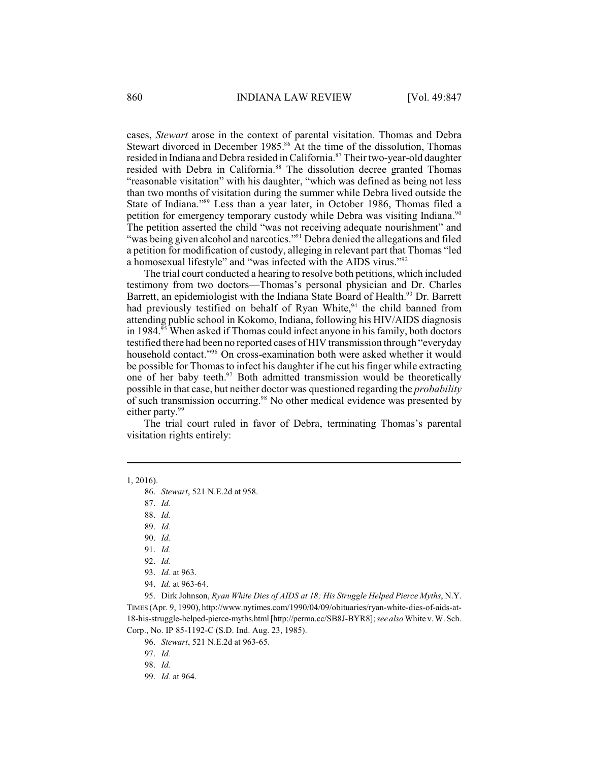cases, *Stewart* arose in the context of parental visitation. Thomas and Debra Stewart divorced in December 1985.[86] At the time of the dissolution, Thomas resided in Indiana and Debra resided in California.[87] Their two-year-old daughter resided with Debra in California.[88] The dissolution decree granted Thomas "reasonable visitation" with his daughter, "which was defined as being not less than two months of visitation during the summer while Debra lived outside the State of Indiana."[89] Less than a year later, in October 1986, Thomas filed a petition for emergency temporary custody while Debra was visiting Indiana.[90] The petition asserted the child "was not receiving adequate nourishment" and "was being given alcohol and narcotics."[91] Debra denied the allegations and filed a petition for modification of custody, alleging in relevant part that Thomas "led a homosexual lifestyle" and "was infected with the AIDS virus."[92]

The trial court conducted a hearing to resolve both petitions, which included testimony from two doctors—Thomas's personal physician and Dr. Charles Barrett, an epidemiologist with the Indiana State Board of Health.[93] Dr. Barrett had previously testified on behalf of Ryan White,[94] the child banned from attending public school in Kokomo, Indiana, following his HIV/AIDS diagnosis in 1984.[95] When asked if Thomas could infect anyone in his family, both doctors testified there had been no reported cases of HIV transmission through "everyday household contact."[96] On cross-examination both were asked whether it would be possible for Thomas to infect his daughter if he cut his finger while extracting one of her baby teeth.[97] Both admitted transmission would be theoretically possible in that case, but neither doctor was questioned regarding the *probability* of such transmission occurring.[98] No other medical evidence was presented by either party.[99]

The trial court ruled in favor of Debra, terminating Thomas's parental visitation rights entirely:

---

1, 2016).

86. *Stewart*, 521 N.E.2d at 958.

87. *Id.*

88. *Id.*

89. *Id.*

90. *Id.*

91. *Id.*

92. *Id.*

93. *Id.* at 963.

94. *Id.* at 963-64.

95. Dirk Johnson, *Ryan White Dies of AIDS at 18; His Struggle Helped Pierce Myths*, N.Y. TIMES (Apr. 9, 1990), http://www.nytimes.com/1990/04/09/obituaries/ryan-white-dies-of-aids-at-18-his-struggle-helped-pierce-myths.html [http://perma.cc/SB8J-BYR8]; *see also* White v. W. Sch. Corp., No. IP 85-1192-C (S.D. Ind. Aug. 23, 1985).

96. *Stewart*, 521 N.E.2d at 963-65.

97. *Id.*

98. *Id.*

99. *Id.* at 964.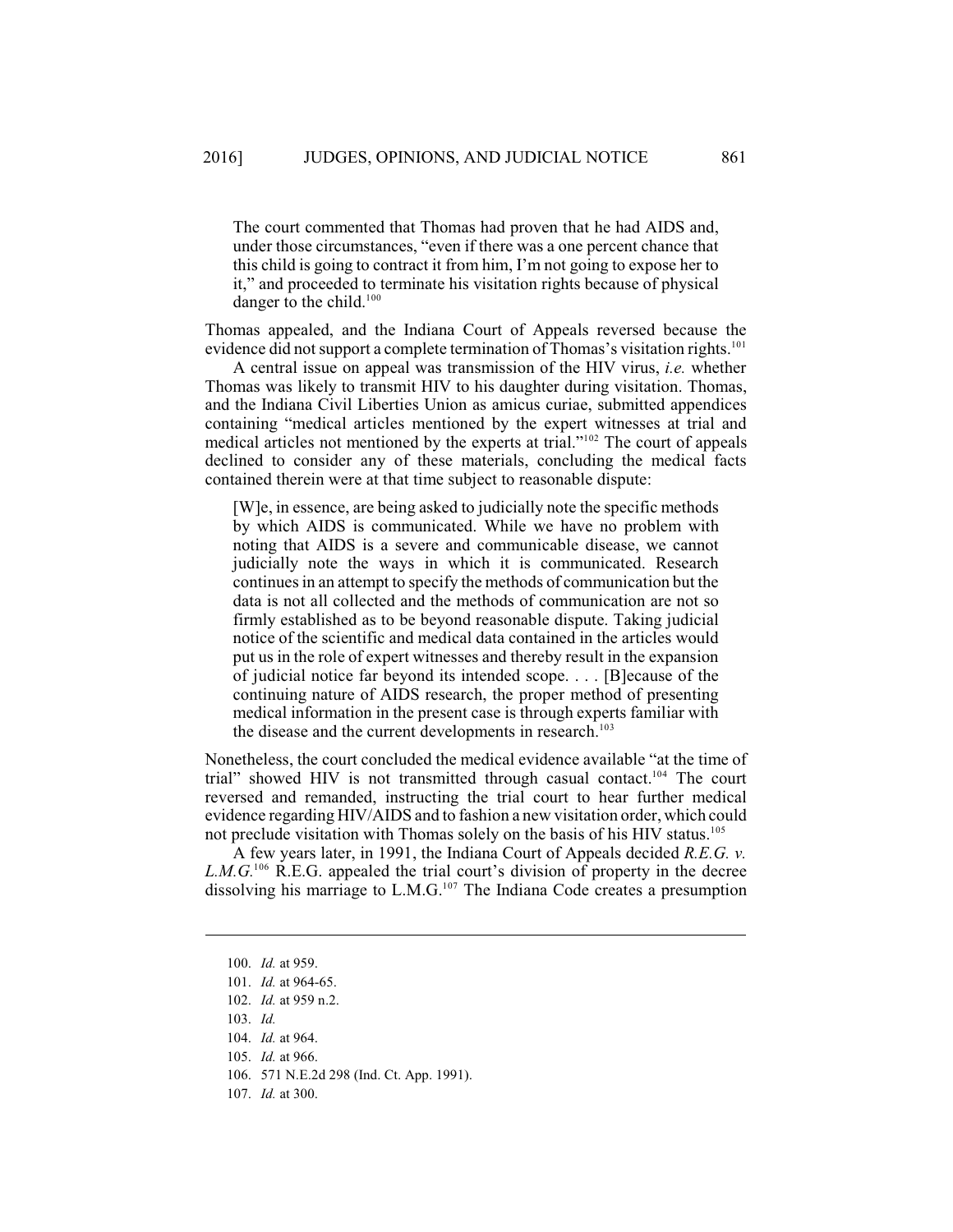> The court commented that Thomas had proven that he had AIDS and, under those circumstances, "even if there was a one percent chance that this child is going to contract it from him, I'm not going to expose her to it," and proceeded to terminate his visitation rights because of physical danger to the child.[100]

Thomas appealed, and the Indiana Court of Appeals reversed because the evidence did not support a complete termination of Thomas's visitation rights.[101]

A central issue on appeal was transmission of the HIV virus, *i.e.* whether Thomas was likely to transmit HIV to his daughter during visitation. Thomas, and the Indiana Civil Liberties Union as amicus curiae, submitted appendices containing "medical articles mentioned by the expert witnesses at trial and medical articles not mentioned by the experts at trial."[102] The court of appeals declined to consider any of these materials, concluding the medical facts contained therein were at that time subject to reasonable dispute:

> [W]e, in essence, are being asked to judicially note the specific methods by which AIDS is communicated. While we have no problem with noting that AIDS is a severe and communicable disease, we cannot judicially note the ways in which it is communicated. Research continues in an attempt to specify the methods of communication but the data is not all collected and the methods of communication are not so firmly established as to be beyond reasonable dispute. Taking judicial notice of the scientific and medical data contained in the articles would put us in the role of expert witnesses and thereby result in the expansion of judicial notice far beyond its intended scope. . . . [B]ecause of the continuing nature of AIDS research, the proper method of presenting medical information in the present case is through experts familiar with the disease and the current developments in research.[103]

Nonetheless, the court concluded the medical evidence available "at the time of trial" showed HIV is not transmitted through casual contact.[104] The court reversed and remanded, instructing the trial court to hear further medical evidence regarding HIV/AIDS and to fashion a new visitation order, which could not preclude visitation with Thomas solely on the basis of his HIV status.[105]

A few years later, in 1991, the Indiana Court of Appeals decided *R.E.G. v. L.M.G.*[106] R.E.G. appealed the trial court's division of property in the decree dissolving his marriage to L.M.G.[107] The Indiana Code creates a presumption

---

100. *Id.* at 959.
101. *Id.* at 964-65.
102. *Id.* at 959 n.2.
103. *Id.*
104. *Id.* at 964.
105. *Id.* at 966.
106. 571 N.E.2d 298 (Ind. Ct. App. 1991).
107. *Id.* at 300.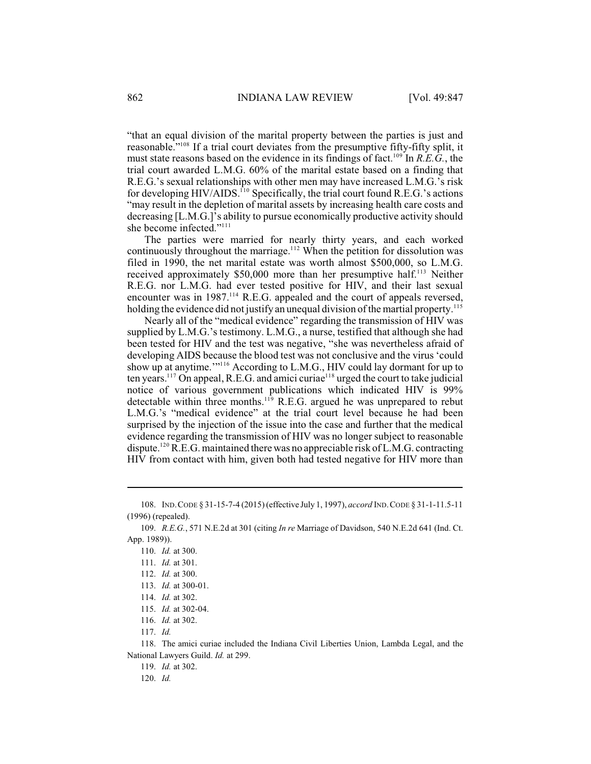"that an equal division of the marital property between the parties is just and reasonable."[108] If a trial court deviates from the presumptive fifty-fifty split, it must state reasons based on the evidence in its findings of fact.[109] In *R.E.G.*, the trial court awarded L.M.G. 60% of the marital estate based on a finding that R.E.G.'s sexual relationships with other men may have increased L.M.G.'s risk for developing HIV/AIDS.[110] Specifically, the trial court found R.E.G.'s actions "may result in the depletion of marital assets by increasing health care costs and decreasing [L.M.G.]'s ability to pursue economically productive activity should she become infected."[111]

The parties were married for nearly thirty years, and each worked continuously throughout the marriage.[112] When the petition for dissolution was filed in 1990, the net marital estate was worth almost $500,000, so L.M.G. received approximately $50,000 more than her presumptive half.[113] Neither R.E.G. nor L.M.G. had ever tested positive for HIV, and their last sexual encounter was in 1987.[114] R.E.G. appealed and the court of appeals reversed, holding the evidence did not justify an unequal division of the martial property.[115]

Nearly all of the "medical evidence" regarding the transmission of HIV was supplied by L.M.G.'s testimony. L.M.G., a nurse, testified that although she had been tested for HIV and the test was negative, "she was nevertheless afraid of developing AIDS because the blood test was not conclusive and the virus 'could show up at anytime.'"[116] According to L.M.G., HIV could lay dormant for up to ten years.[117] On appeal, R.E.G. and amici curiae[118] urged the court to take judicial notice of various government publications which indicated HIV is 99% detectable within three months.[119] R.E.G. argued he was unprepared to rebut L.M.G.'s "medical evidence" at the trial court level because he had been surprised by the injection of the issue into the case and further that the medical evidence regarding the transmission of HIV was no longer subject to reasonable dispute.[120] R.E.G. maintained there was no appreciable risk of L.M.G. contracting HIV from contact with him, given both had tested negative for HIV more than

---

108. IND. CODE § 31-15-7-4 (2015) (effective July 1, 1997), *accord* IND. CODE § 31-1-11.5-11 (1996) (repealed).

109. *R.E.G.*, 571 N.E.2d at 301 (citing *In re* Marriage of Davidson, 540 N.E.2d 641 (Ind. Ct. App. 1989)).

110. *Id.* at 300.

111. *Id.* at 301.

112. *Id.* at 300.

113. *Id.* at 300-01.

114. *Id.* at 302.

115. *Id.* at 302-04.

116. *Id.* at 302.

117. *Id.*

118. The amici curiae included the Indiana Civil Liberties Union, Lambda Legal, and the National Lawyers Guild. *Id.* at 299.

119. *Id.* at 302.

120. *Id.*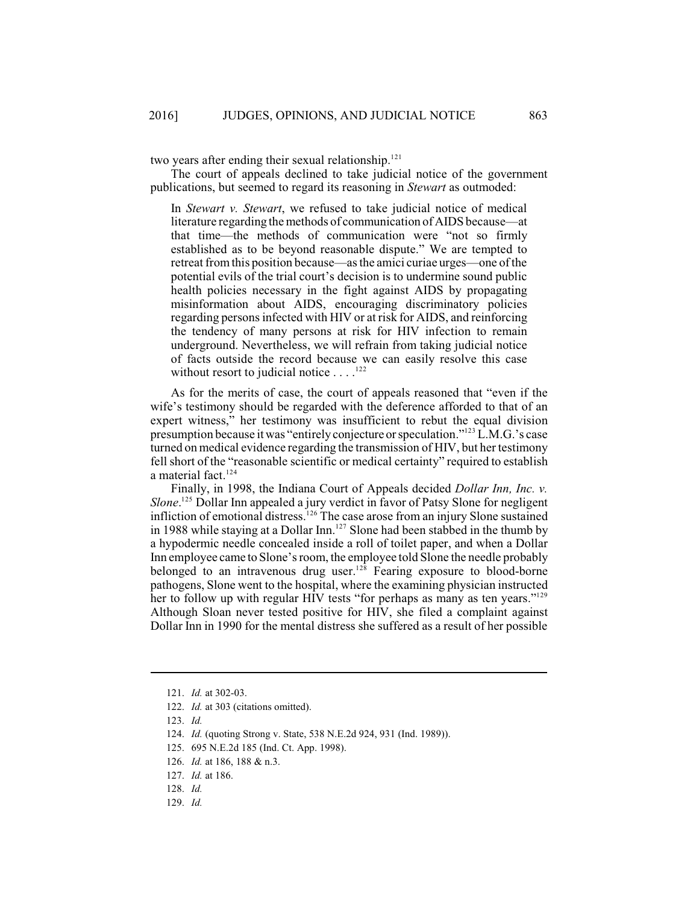two years after ending their sexual relationship.[121]

The court of appeals declined to take judicial notice of the government publications, but seemed to regard its reasoning in *Stewart* as outmoded:

> In *Stewart v. Stewart*, we refused to take judicial notice of medical literature regarding the methods of communication of AIDS because—at that time—the methods of communication were "not so firmly established as to be beyond reasonable dispute." We are tempted to retreat from this position because—as the amici curiae urges—one of the potential evils of the trial court's decision is to undermine sound public health policies necessary in the fight against AIDS by propagating misinformation about AIDS, encouraging discriminatory policies regarding persons infected with HIV or at risk for AIDS, and reinforcing the tendency of many persons at risk for HIV infection to remain underground. Nevertheless, we will refrain from taking judicial notice of facts outside the record because we can easily resolve this case without resort to judicial notice . . . .[122]

As for the merits of case, the court of appeals reasoned that "even if the wife's testimony should be regarded with the deference afforded to that of an expert witness," her testimony was insufficient to rebut the equal division presumption because it was "entirely conjecture or speculation."[123] L.M.G.'s case turned on medical evidence regarding the transmission of HIV, but her testimony fell short of the "reasonable scientific or medical certainty" required to establish a material fact.[124]

Finally, in 1998, the Indiana Court of Appeals decided *Dollar Inn, Inc. v. Slone*.[125] Dollar Inn appealed a jury verdict in favor of Patsy Slone for negligent infliction of emotional distress.[126] The case arose from an injury Slone sustained in 1988 while staying at a Dollar Inn.[127] Slone had been stabbed in the thumb by a hypodermic needle concealed inside a roll of toilet paper, and when a Dollar Inn employee came to Slone's room, the employee told Slone the needle probably belonged to an intravenous drug user.[128] Fearing exposure to blood-borne pathogens, Slone went to the hospital, where the examining physician instructed her to follow up with regular HIV tests "for perhaps as many as ten years."[129] Although Sloan never tested positive for HIV, she filed a complaint against Dollar Inn in 1990 for the mental distress she suffered as a result of her possible

---

121. *Id.* at 302-03.

122. *Id.* at 303 (citations omitted).

123. *Id.*

124. *Id.* (quoting Strong v. State, 538 N.E.2d 924, 931 (Ind. 1989)).

125. 695 N.E.2d 185 (Ind. Ct. App. 1998).

126. *Id.* at 186, 188 & n.3.

127. *Id.* at 186.

128. *Id.*

129. *Id.*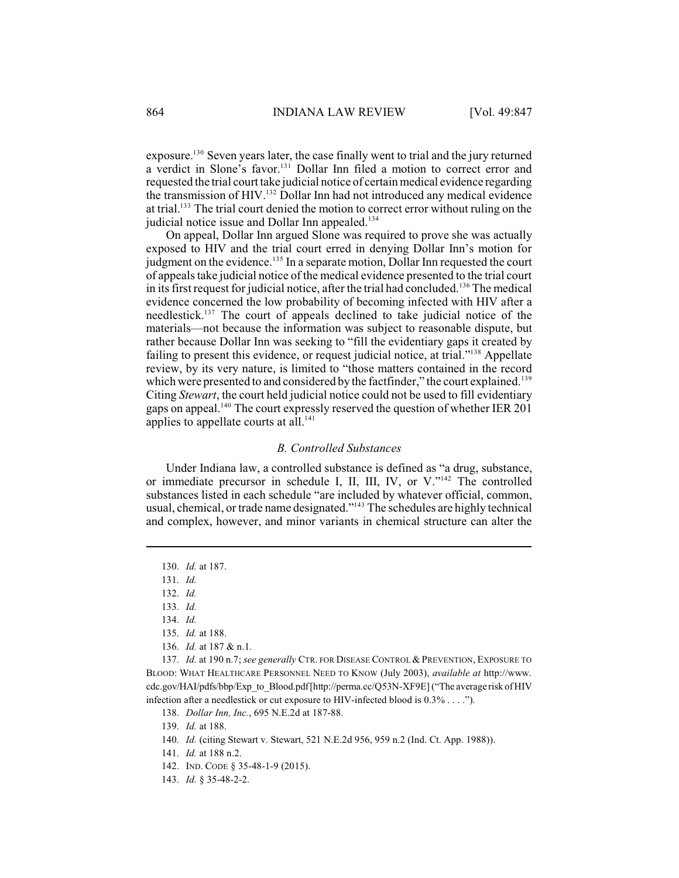exposure.[130] Seven years later, the case finally went to trial and the jury returned a verdict in Slone's favor.[131] Dollar Inn filed a motion to correct error and requested the trial court take judicial notice of certain medical evidence regarding the transmission of HIV.[132] Dollar Inn had not introduced any medical evidence at trial.[133] The trial court denied the motion to correct error without ruling on the judicial notice issue and Dollar Inn appealed.[134]

On appeal, Dollar Inn argued Slone was required to prove she was actually exposed to HIV and the trial court erred in denying Dollar Inn's motion for judgment on the evidence.[135] In a separate motion, Dollar Inn requested the court of appeals take judicial notice of the medical evidence presented to the trial court in its first request for judicial notice, after the trial had concluded.[136] The medical evidence concerned the low probability of becoming infected with HIV after a needlestick.[137] The court of appeals declined to take judicial notice of the materials—not because the information was subject to reasonable dispute, but rather because Dollar Inn was seeking to "fill the evidentiary gaps it created by failing to present this evidence, or request judicial notice, at trial."[138] Appellate review, by its very nature, is limited to "those matters contained in the record which were presented to and considered by the factfinder," the court explained.[139] Citing *Stewart*, the court held judicial notice could not be used to fill evidentiary gaps on appeal.[140] The court expressly reserved the question of whether IER 201 applies to appellate courts at all.[141]

### *B. Controlled Substances*

Under Indiana law, a controlled substance is defined as "a drug, substance, or immediate precursor in schedule I, II, III, IV, or V."[142] The controlled substances listed in each schedule "are included by whatever official, common, usual, chemical, or trade name designated."[143] The schedules are highly technical and complex, however, and minor variants in chemical structure can alter the

---

130. *Id.* at 187.

131. *Id.*

132. *Id.*

133. *Id.*

134. *Id.*

135. *Id.* at 188.

136. *Id.* at 187 & n.1.

137. *Id.* at 190 n.7; *see generally* CTR. FOR DISEASE CONTROL & PREVENTION, EXPOSURE TO BLOOD: WHAT HEALTHCARE PERSONNEL NEED TO KNOW (July 2003), *available at* http://www.cdc.gov/HAI/pdfs/bbp/Exp_to_Blood.pdf [http://perma.cc/Q53N-XF9E] ("The average risk of HIV infection after a needlestick or cut exposure to HIV-infected blood is 0.3% . . . .").

138. *Dollar Inn, Inc.*, 695 N.E.2d at 187-88.

139. *Id.* at 188.

140. *Id.* (citing Stewart v. Stewart, 521 N.E.2d 956, 959 n.2 (Ind. Ct. App. 1988)).

141. *Id.* at 188 n.2.

142. IND. CODE § 35-48-1-9 (2015).

143. *Id.* § 35-48-2-2.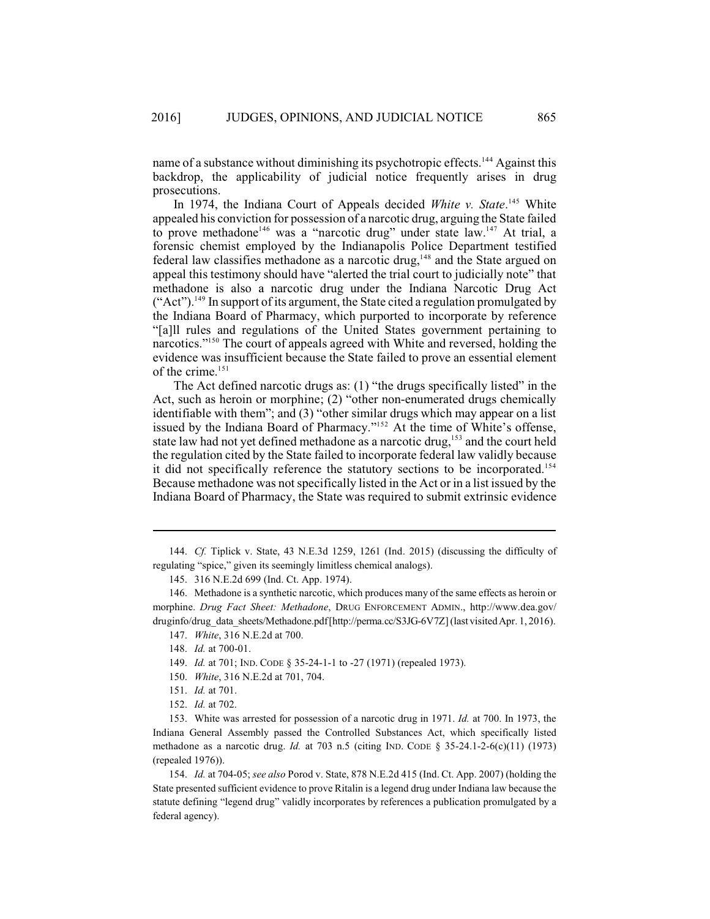name of a substance without diminishing its psychotropic effects.[144] Against this backdrop, the applicability of judicial notice frequently arises in drug prosecutions.

In 1974, the Indiana Court of Appeals decided *White v. State*.[145] White appealed his conviction for possession of a narcotic drug, arguing the State failed to prove methadone[146] was a "narcotic drug" under state law.[147] At trial, a forensic chemist employed by the Indianapolis Police Department testified federal law classifies methadone as a narcotic drug,[148] and the State argued on appeal this testimony should have "alerted the trial court to judicially note" that methadone is also a narcotic drug under the Indiana Narcotic Drug Act ("Act").[149] In support of its argument, the State cited a regulation promulgated by the Indiana Board of Pharmacy, which purported to incorporate by reference "[a]ll rules and regulations of the United States government pertaining to narcotics."[150] The court of appeals agreed with White and reversed, holding the evidence was insufficient because the State failed to prove an essential element of the crime.[151]

The Act defined narcotic drugs as: (1) "the drugs specifically listed" in the Act, such as heroin or morphine; (2) "other non-enumerated drugs chemically identifiable with them"; and (3) "other similar drugs which may appear on a list issued by the Indiana Board of Pharmacy."[152] At the time of White's offense, state law had not yet defined methadone as a narcotic drug,[153] and the court held the regulation cited by the State failed to incorporate federal law validly because it did not specifically reference the statutory sections to be incorporated.[154] Because methadone was not specifically listed in the Act or in a list issued by the Indiana Board of Pharmacy, the State was required to submit extrinsic evidence

---

144. *Cf.* Tiplick v. State, 43 N.E.3d 1259, 1261 (Ind. 2015) (discussing the difficulty of regulating "spice," given its seemingly limitless chemical analogs).

145. 316 N.E.2d 699 (Ind. Ct. App. 1974).

146. Methadone is a synthetic narcotic, which produces many of the same effects as heroin or morphine. *Drug Fact Sheet: Methadone*, DRUG ENFORCEMENT ADMIN., http://www.dea.gov/druginfo/drug_data_sheets/Methadone.pdf [http://perma.cc/S3JG-6V7Z] (last visited Apr. 1, 2016).

147. *White*, 316 N.E.2d at 700.

148. *Id.* at 700-01.

149. *Id.* at 701; IND. CODE § 35-24-1-1 to -27 (1971) (repealed 1973).

150. *White*, 316 N.E.2d at 701, 704.

151. *Id.* at 701.

152. *Id.* at 702.

153. White was arrested for possession of a narcotic drug in 1971. *Id.* at 700. In 1973, the Indiana General Assembly passed the Controlled Substances Act, which specifically listed methadone as a narcotic drug. *Id.* at 703 n.5 (citing IND. CODE § 35-24.1-2-6(c)(11) (1973) (repealed 1976)).

154. *Id.* at 704-05; *see also* Porod v. State, 878 N.E.2d 415 (Ind. Ct. App. 2007) (holding the State presented sufficient evidence to prove Ritalin is a legend drug under Indiana law because the statute defining "legend drug" validly incorporates by references a publication promulgated by a federal agency).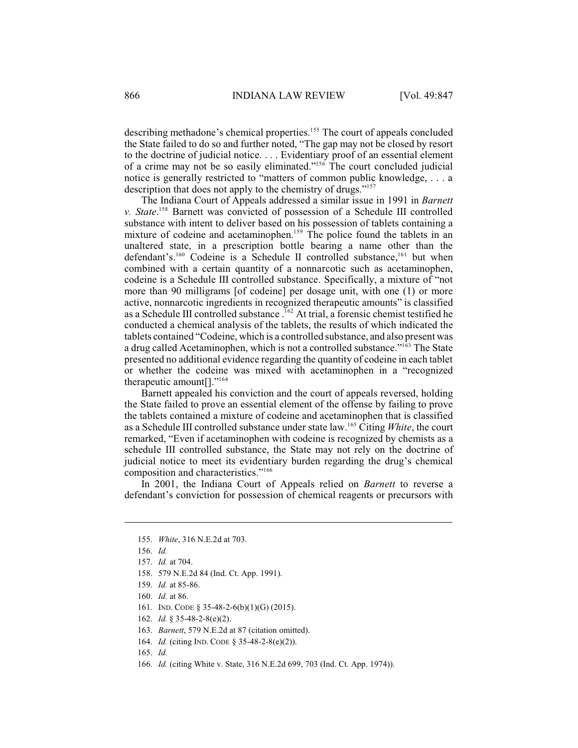describing methadone's chemical properties.[155] The court of appeals concluded the State failed to do so and further noted, "The gap may not be closed by resort to the doctrine of judicial notice. . . . Evidentiary proof of an essential element of a crime may not be so easily eliminated."[156] The court concluded judicial notice is generally restricted to "matters of common public knowledge, . . . a description that does not apply to the chemistry of drugs."[157]

The Indiana Court of Appeals addressed a similar issue in 1991 in *Barnett v. State*.[158] Barnett was convicted of possession of a Schedule III controlled substance with intent to deliver based on his possession of tablets containing a mixture of codeine and acetaminophen.[159] The police found the tablets in an unaltered state, in a prescription bottle bearing a name other than the defendant's.[160] Codeine is a Schedule II controlled substance,[161] but when combined with a certain quantity of a nonnarcotic such as acetaminophen, codeine is a Schedule III controlled substance. Specifically, a mixture of "not more than 90 milligrams [of codeine] per dosage unit, with one (1) or more active, nonnarcotic ingredients in recognized therapeutic amounts" is classified as a Schedule III controlled substance .[162] At trial, a forensic chemist testified he conducted a chemical analysis of the tablets, the results of which indicated the tablets contained "Codeine, which is a controlled substance, and also present was a drug called Acetaminophen, which is not a controlled substance."[163] The State presented no additional evidence regarding the quantity of codeine in each tablet or whether the codeine was mixed with acetaminophen in a "recognized therapeutic amount[]."[164]

Barnett appealed his conviction and the court of appeals reversed, holding the State failed to prove an essential element of the offense by failing to prove the tablets contained a mixture of codeine and acetaminophen that is classified as a Schedule III controlled substance under state law.[165] Citing *White*, the court remarked, "Even if acetaminophen with codeine is recognized by chemists as a schedule III controlled substance, the State may not rely on the doctrine of judicial notice to meet its evidentiary burden regarding the drug's chemical composition and characteristics."[166]

In 2001, the Indiana Court of Appeals relied on *Barnett* to reverse a defendant's conviction for possession of chemical reagents or precursors with

---

155. *White*, 316 N.E.2d at 703.

156. *Id.*

157. *Id.* at 704.

158. 579 N.E.2d 84 (Ind. Ct. App. 1991).

159. *Id.* at 85-86.

160. *Id.* at 86.

161. IND. CODE § 35-48-2-6(b)(1)(G) (2015).

162. *Id.* § 35-48-2-8(e)(2).

163. *Barnett*, 579 N.E.2d at 87 (citation omitted).

164. *Id.* (citing IND. CODE § 35-48-2-8(e)(2)).

165. *Id.*

166. *Id.* (citing White v. State, 316 N.E.2d 699, 703 (Ind. Ct. App. 1974)).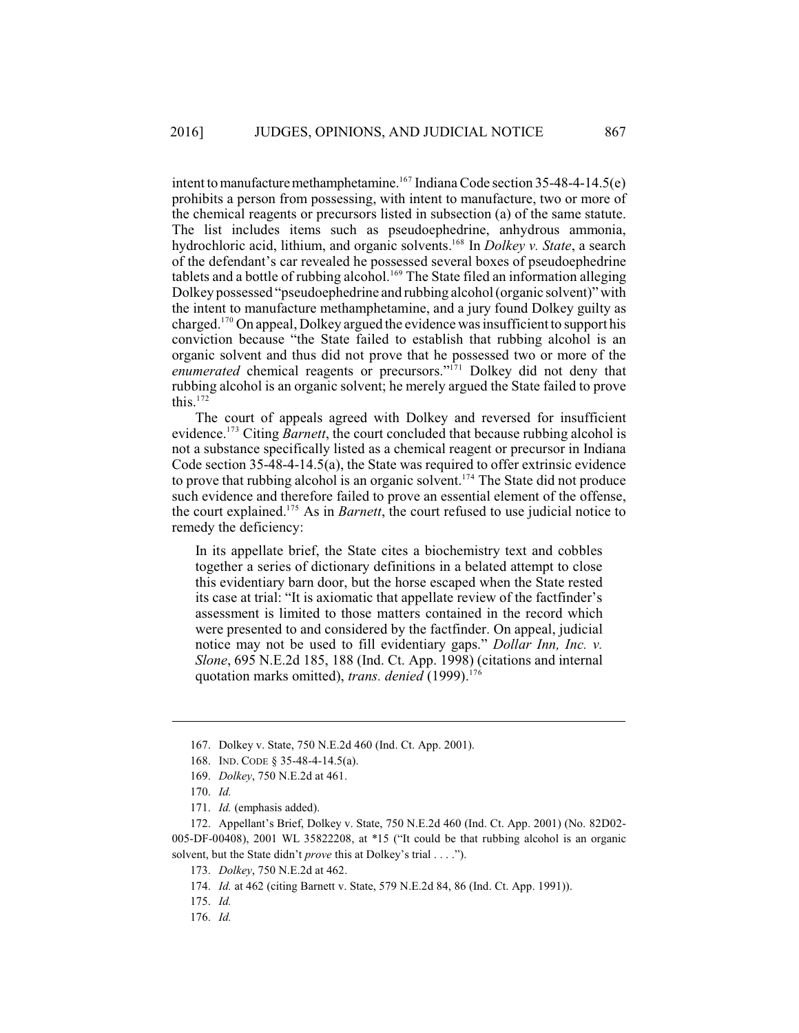intent to manufacture methamphetamine.[167] Indiana Code section 35-48-4-14.5(e) prohibits a person from possessing, with intent to manufacture, two or more of the chemical reagents or precursors listed in subsection (a) of the same statute. The list includes items such as pseudoephedrine, anhydrous ammonia, hydrochloric acid, lithium, and organic solvents.[168] In *Dolkey v. State*, a search of the defendant's car revealed he possessed several boxes of pseudoephedrine tablets and a bottle of rubbing alcohol.[169] The State filed an information alleging Dolkey possessed "pseudoephedrine and rubbing alcohol (organic solvent)" with the intent to manufacture methamphetamine, and a jury found Dolkey guilty as charged.[170] On appeal, Dolkey argued the evidence was insufficient to support his conviction because "the State failed to establish that rubbing alcohol is an organic solvent and thus did not prove that he possessed two or more of the *enumerated* chemical reagents or precursors."[171] Dolkey did not deny that rubbing alcohol is an organic solvent; he merely argued the State failed to prove this.[172]

The court of appeals agreed with Dolkey and reversed for insufficient evidence.[173] Citing *Barnett*, the court concluded that because rubbing alcohol is not a substance specifically listed as a chemical reagent or precursor in Indiana Code section 35-48-4-14.5(a), the State was required to offer extrinsic evidence to prove that rubbing alcohol is an organic solvent.[174] The State did not produce such evidence and therefore failed to prove an essential element of the offense, the court explained.[175] As in *Barnett*, the court refused to use judicial notice to remedy the deficiency:

> In its appellate brief, the State cites a biochemistry text and cobbles together a series of dictionary definitions in a belated attempt to close this evidentiary barn door, but the horse escaped when the State rested its case at trial: "It is axiomatic that appellate review of the factfinder's assessment is limited to those matters contained in the record which were presented to and considered by the factfinder. On appeal, judicial notice may not be used to fill evidentiary gaps." *Dollar Inn, Inc. v. Slone*, 695 N.E.2d 185, 188 (Ind. Ct. App. 1998) (citations and internal quotation marks omitted), *trans. denied* (1999).[176]

---

167. Dolkey v. State, 750 N.E.2d 460 (Ind. Ct. App. 2001).

168. IND. CODE § 35-48-4-14.5(a).

169. *Dolkey*, 750 N.E.2d at 461.

170. *Id.*

171. *Id.* (emphasis added).

172. Appellant's Brief, Dolkey v. State, 750 N.E.2d 460 (Ind. Ct. App. 2001) (No. 82D02-005-DF-00408), 2001 WL 35822208, at *15 ("It could be that rubbing alcohol is an organic solvent, but the State didn't *prove* this at Dolkey's trial . . . .").

173. *Dolkey*, 750 N.E.2d at 462.

174. *Id.* at 462 (citing Barnett v. State, 579 N.E.2d 84, 86 (Ind. Ct. App. 1991)).

175. *Id.*

176. *Id.*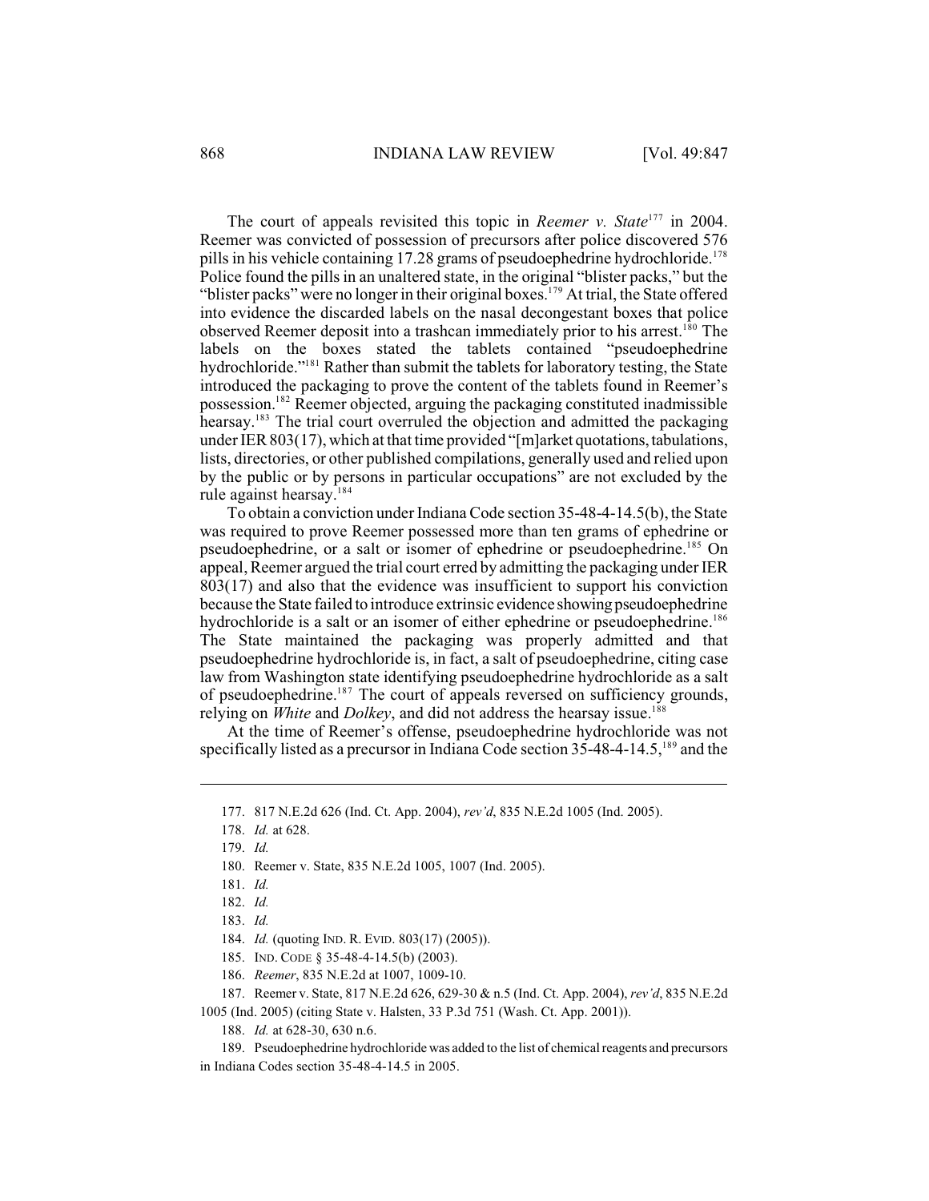The court of appeals revisited this topic in *Reemer v. State*[177] in 2004. Reemer was convicted of possession of precursors after police discovered 576 pills in his vehicle containing 17.28 grams of pseudoephedrine hydrochloride.[178] Police found the pills in an unaltered state, in the original "blister packs," but the "blister packs" were no longer in their original boxes.[179] At trial, the State offered into evidence the discarded labels on the nasal decongestant boxes that police observed Reemer deposit into a trashcan immediately prior to his arrest.[180] The labels on the boxes stated the tablets contained "pseudoephedrine hydrochloride."[181] Rather than submit the tablets for laboratory testing, the State introduced the packaging to prove the content of the tablets found in Reemer's possession.[182] Reemer objected, arguing the packaging constituted inadmissible hearsay.[183] The trial court overruled the objection and admitted the packaging under IER 803(17), which at that time provided "[m]arket quotations, tabulations, lists, directories, or other published compilations, generally used and relied upon by the public or by persons in particular occupations" are not excluded by the rule against hearsay.[184]

To obtain a conviction under Indiana Code section 35-48-4-14.5(b), the State was required to prove Reemer possessed more than ten grams of ephedrine or pseudoephedrine, or a salt or isomer of ephedrine or pseudoephedrine.[185] On appeal, Reemer argued the trial court erred by admitting the packaging under IER 803(17) and also that the evidence was insufficient to support his conviction because the State failed to introduce extrinsic evidence showing pseudoephedrine hydrochloride is a salt or an isomer of either ephedrine or pseudoephedrine.[186] The State maintained the packaging was properly admitted and that pseudoephedrine hydrochloride is, in fact, a salt of pseudoephedrine, citing case law from Washington state identifying pseudoephedrine hydrochloride as a salt of pseudoephedrine.[187] The court of appeals reversed on sufficiency grounds, relying on *White* and *Dolkey*, and did not address the hearsay issue.[188]

At the time of Reemer's offense, pseudoephedrine hydrochloride was not specifically listed as a precursor in Indiana Code section 35-48-4-14.5,[189] and the

---

177. 817 N.E.2d 626 (Ind. Ct. App. 2004), *rev'd*, 835 N.E.2d 1005 (Ind. 2005).

178. *Id.* at 628.

179. *Id.*

180. Reemer v. State, 835 N.E.2d 1005, 1007 (Ind. 2005).

181. *Id.*

182. *Id.*

183. *Id.*

184. *Id.* (quoting IND. R. EVID. 803(17) (2005)).

185. IND. CODE § 35-48-4-14.5(b) (2003).

186. *Reemer*, 835 N.E.2d at 1007, 1009-10.

187. Reemer v. State, 817 N.E.2d 626, 629-30 & n.5 (Ind. Ct. App. 2004), *rev'd*, 835 N.E.2d 1005 (Ind. 2005) (citing State v. Halsten, 33 P.3d 751 (Wash. Ct. App. 2001)).

188. *Id.* at 628-30, 630 n.6.

189. Pseudoephedrine hydrochloride was added to the list of chemical reagents and precursors in Indiana Codes section 35-48-4-14.5 in 2005.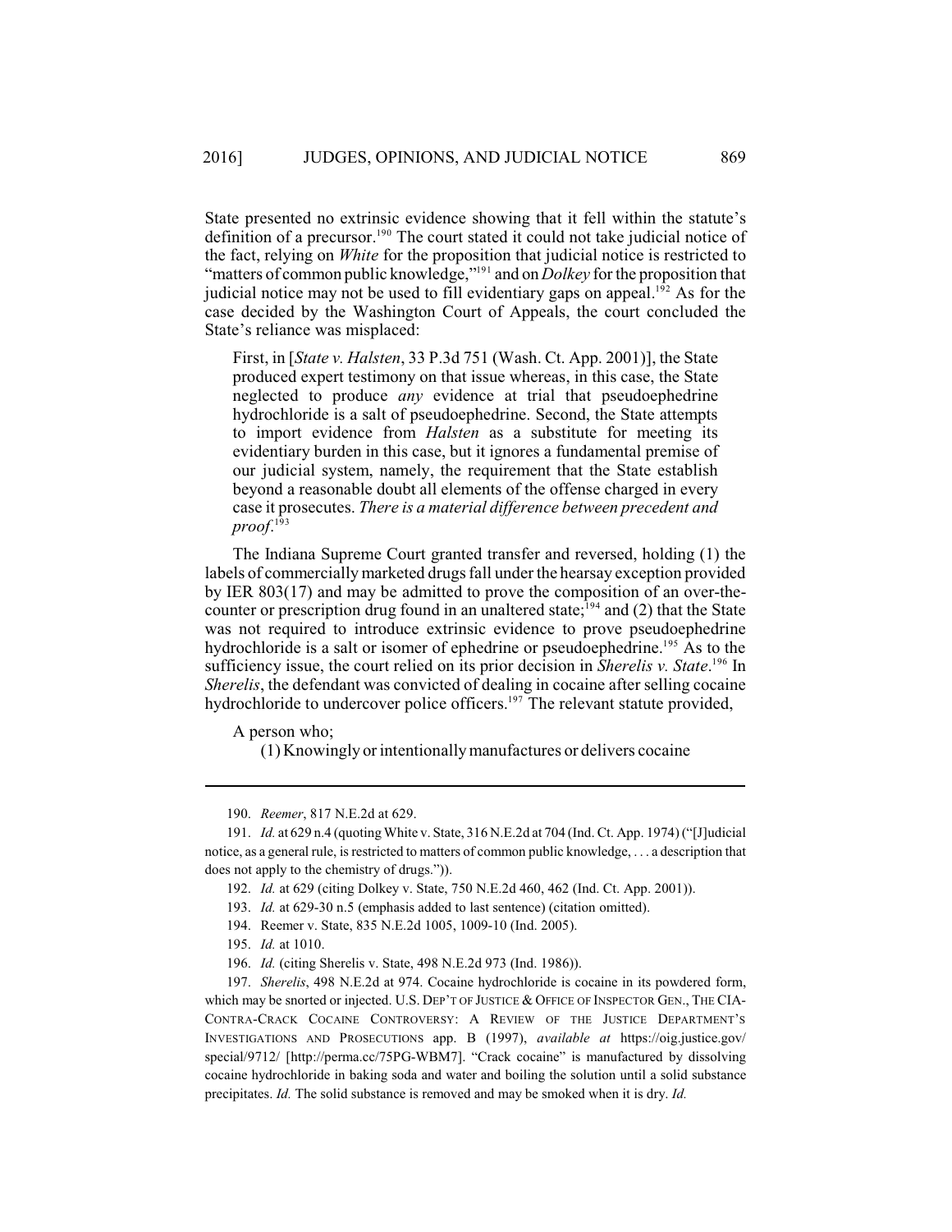State presented no extrinsic evidence showing that it fell within the statute's definition of a precursor.[190] The court stated it could not take judicial notice of the fact, relying on *White* for the proposition that judicial notice is restricted to "matters of common public knowledge,"[191] and on *Dolkey* for the proposition that judicial notice may not be used to fill evidentiary gaps on appeal.[192] As for the case decided by the Washington Court of Appeals, the court concluded the State's reliance was misplaced:

> First, in [*State v. Halsten*, 33 P.3d 751 (Wash. Ct. App. 2001)], the State produced expert testimony on that issue whereas, in this case, the State neglected to produce *any* evidence at trial that pseudoephedrine hydrochloride is a salt of pseudoephedrine. Second, the State attempts to import evidence from *Halsten* as a substitute for meeting its evidentiary burden in this case, but it ignores a fundamental premise of our judicial system, namely, the requirement that the State establish beyond a reasonable doubt all elements of the offense charged in every case it prosecutes. *There is a material difference between precedent and proof*.[193]

The Indiana Supreme Court granted transfer and reversed, holding (1) the labels of commercially marketed drugs fall under the hearsay exception provided by IER 803(17) and may be admitted to prove the composition of an over-the-counter or prescription drug found in an unaltered state;[194] and (2) that the State was not required to introduce extrinsic evidence to prove pseudoephedrine hydrochloride is a salt or isomer of ephedrine or pseudoephedrine.[195] As to the sufficiency issue, the court relied on its prior decision in *Sherelis v. State*.[196] In *Sherelis*, the defendant was convicted of dealing in cocaine after selling cocaine hydrochloride to undercover police officers.[197] The relevant statute provided,

> A person who;
>
> (1) Knowingly or intentionally manufactures or delivers cocaine

---

190. *Reemer*, 817 N.E.2d at 629.

191. *Id.* at 629 n.4 (quoting White v. State, 316 N.E.2d at 704 (Ind. Ct. App. 1974) ("[J]udicial notice, as a general rule, is restricted to matters of common public knowledge, . . . a description that does not apply to the chemistry of drugs.")).

192. *Id.* at 629 (citing Dolkey v. State, 750 N.E.2d 460, 462 (Ind. Ct. App. 2001)).

193. *Id.* at 629-30 n.5 (emphasis added to last sentence) (citation omitted).

194. Reemer v. State, 835 N.E.2d 1005, 1009-10 (Ind. 2005).

195. *Id.* at 1010.

196. *Id.* (citing Sherelis v. State, 498 N.E.2d 973 (Ind. 1986)).

197. *Sherelis*, 498 N.E.2d at 974. Cocaine hydrochloride is cocaine in its powdered form, which may be snorted or injected. U.S. DEP'T OF JUSTICE & OFFICE OF INSPECTOR GEN., THE CIA-CONTRA-CRACK COCAINE CONTROVERSY: A REVIEW OF THE JUSTICE DEPARTMENT'S INVESTIGATIONS AND PROSECUTIONS app. B (1997), *available at* https://oig.justice.gov/special/9712/ [http://perma.cc/75PG-WBM7]. "Crack cocaine" is manufactured by dissolving cocaine hydrochloride in baking soda and water and boiling the solution until a solid substance precipitates. *Id.* The solid substance is removed and may be smoked when it is dry. *Id.*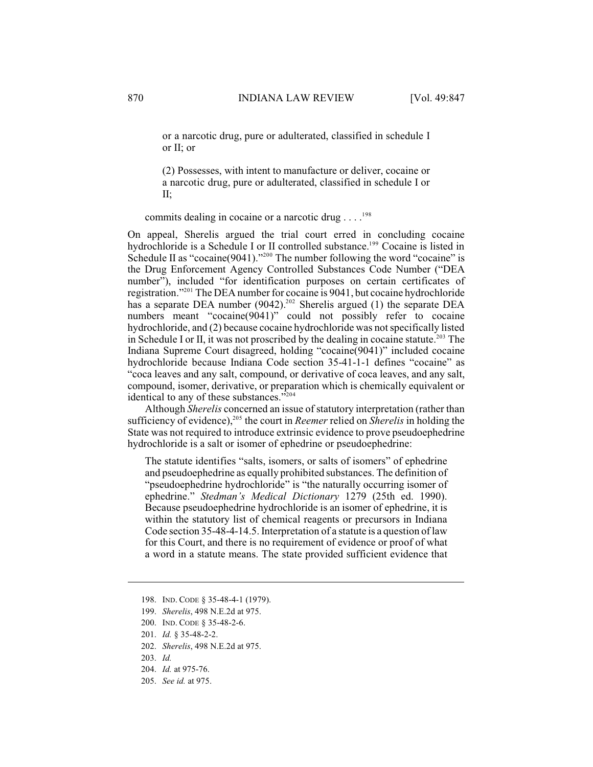> or a narcotic drug, pure or adulterated, classified in schedule I or II; or
>
> (2) Possesses, with intent to manufacture or deliver, cocaine or a narcotic drug, pure or adulterated, classified in schedule I or II;
>
> commits dealing in cocaine or a narcotic drug . . . .[198]

On appeal, Sherelis argued the trial court erred in concluding cocaine hydrochloride is a Schedule I or II controlled substance.[199] Cocaine is listed in Schedule II as "cocaine(9041)."[200] The number following the word "cocaine" is the Drug Enforcement Agency Controlled Substances Code Number ("DEA number"), included "for identification purposes on certain certificates of registration."[201] The DEA number for cocaine is 9041, but cocaine hydrochloride has a separate DEA number (9042).[202] Sherelis argued (1) the separate DEA numbers meant "cocaine(9041)" could not possibly refer to cocaine hydrochloride, and (2) because cocaine hydrochloride was not specifically listed in Schedule I or II, it was not proscribed by the dealing in cocaine statute.[203] The Indiana Supreme Court disagreed, holding "cocaine(9041)" included cocaine hydrochloride because Indiana Code section 35-41-1-1 defines "cocaine" as "coca leaves and any salt, compound, or derivative of coca leaves, and any salt, compound, isomer, derivative, or preparation which is chemically equivalent or identical to any of these substances."[204]

Although *Sherelis* concerned an issue of statutory interpretation (rather than sufficiency of evidence),[205] the court in *Reemer* relied on *Sherelis* in holding the State was not required to introduce extrinsic evidence to prove pseudoephedrine hydrochloride is a salt or isomer of ephedrine or pseudoephedrine:

> The statute identifies "salts, isomers, or salts of isomers" of ephedrine and pseudoephedrine as equally prohibited substances. The definition of "pseudoephedrine hydrochloride" is "the naturally occurring isomer of ephedrine." *Stedman's Medical Dictionary* 1279 (25th ed. 1990). Because pseudoephedrine hydrochloride is an isomer of ephedrine, it is within the statutory list of chemical reagents or precursors in Indiana Code section 35-48-4-14.5. Interpretation of a statute is a question of law for this Court, and there is no requirement of evidence or proof of what a word in a statute means. The state provided sufficient evidence that

---

198. IND. CODE § 35-48-4-1 (1979).
199. *Sherelis*, 498 N.E.2d at 975.
200. IND. CODE § 35-48-2-6.
201. *Id.* § 35-48-2-2.
202. *Sherelis*, 498 N.E.2d at 975.
203. *Id.*
204. *Id.* at 975-76.
205. *See id.* at 975.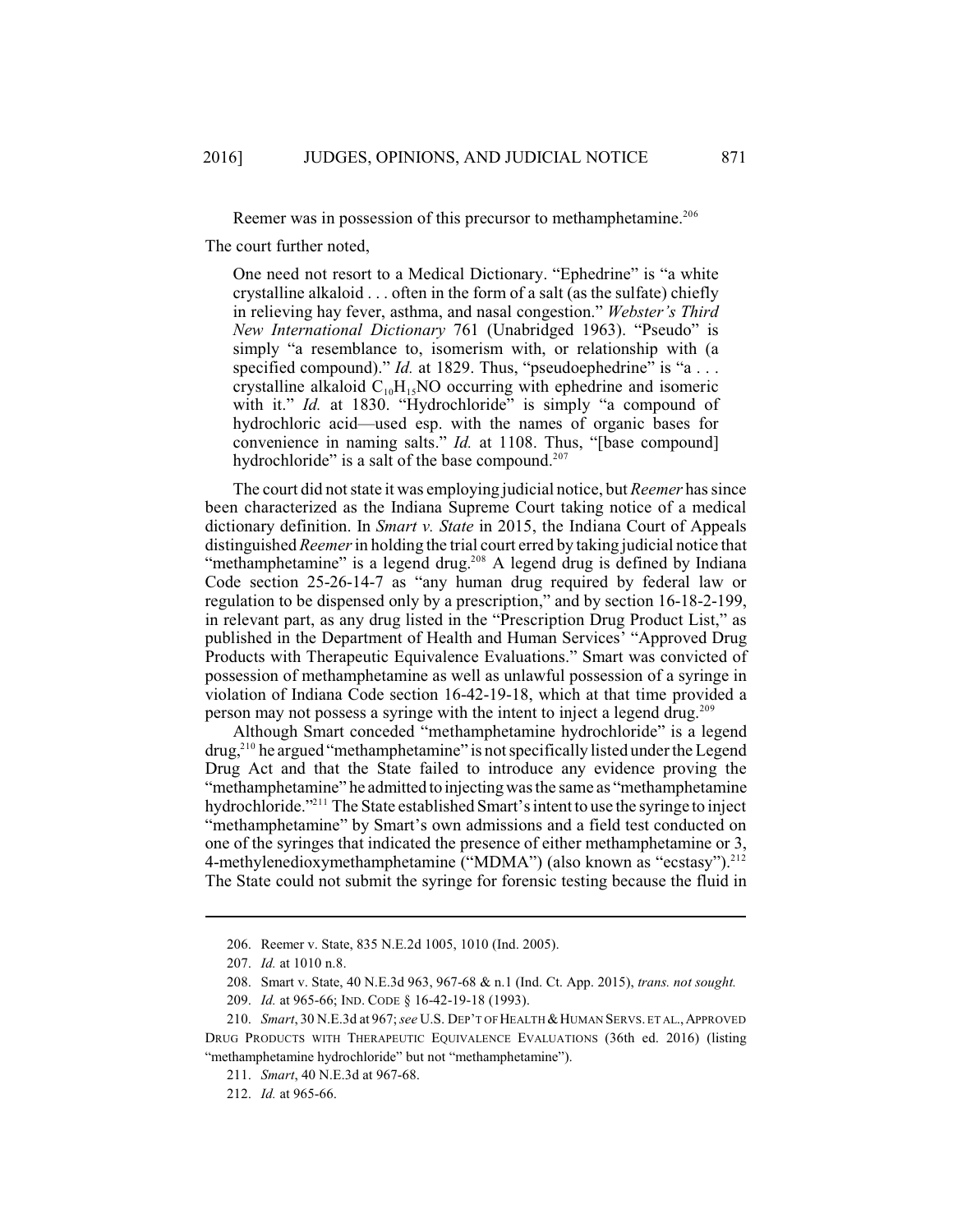Reemer was in possession of this precursor to methamphetamine.[206]

The court further noted,

> One need not resort to a Medical Dictionary. "Ephedrine" is "a white crystalline alkaloid . . . often in the form of a salt (as the sulfate) chiefly in relieving hay fever, asthma, and nasal congestion." *Webster's Third New International Dictionary* 761 (Unabridged 1963). "Pseudo" is simply "a resemblance to, isomerism with, or relationship with (a specified compound)." *Id.* at 1829. Thus, "pseudoephedrine" is "a . . . crystalline alkaloid $C_{10}H_{15}NO$ occurring with ephedrine and isomeric with it." *Id.* at 1830. "Hydrochloride" is simply "a compound of hydrochloric acid—used esp. with the names of organic bases for convenience in naming salts." *Id.* at 1108. Thus, "[base compound] hydrochloride" is a salt of the base compound.[207]

The court did not state it was employing judicial notice, but *Reemer* has since been characterized as the Indiana Supreme Court taking notice of a medical dictionary definition. In *Smart v. State* in 2015, the Indiana Court of Appeals distinguished *Reemer* in holding the trial court erred by taking judicial notice that "methamphetamine" is a legend drug.[208] A legend drug is defined by Indiana Code section 25-26-14-7 as "any human drug required by federal law or regulation to be dispensed only by a prescription," and by section 16-18-2-199, in relevant part, as any drug listed in the "Prescription Drug Product List," as published in the Department of Health and Human Services' "Approved Drug Products with Therapeutic Equivalence Evaluations." Smart was convicted of possession of methamphetamine as well as unlawful possession of a syringe in violation of Indiana Code section 16-42-19-18, which at that time provided a person may not possess a syringe with the intent to inject a legend drug.[209]

Although Smart conceded "methamphetamine hydrochloride" is a legend drug,[210] he argued "methamphetamine" is not specifically listed under the Legend Drug Act and that the State failed to introduce any evidence proving the "methamphetamine" he admitted to injecting was the same as "methamphetamine hydrochloride."[211] The State established Smart's intent to use the syringe to inject "methamphetamine" by Smart's own admissions and a field test conducted on one of the syringes that indicated the presence of either methamphetamine or 3, 4-methylenedioxymethamphetamine ("MDMA") (also known as "ecstasy").[212] The State could not submit the syringe for forensic testing because the fluid in

---

206. Reemer v. State, 835 N.E.2d 1005, 1010 (Ind. 2005).

207. *Id.* at 1010 n.8.

208. Smart v. State, 40 N.E.3d 963, 967-68 & n.1 (Ind. Ct. App. 2015), *trans. not sought.*

209. *Id.* at 965-66; IND. CODE § 16-42-19-18 (1993).

210. *Smart*, 30 N.E.3d at 967; *see* U.S. DEP'T OF HEALTH & HUMAN SERVS. ET AL., APPROVED DRUG PRODUCTS WITH THERAPEUTIC EQUIVALENCE EVALUATIONS (36th ed. 2016) (listing "methamphetamine hydrochloride" but not "methamphetamine").

211. *Smart*, 40 N.E.3d at 967-68.

212. *Id.* at 965-66.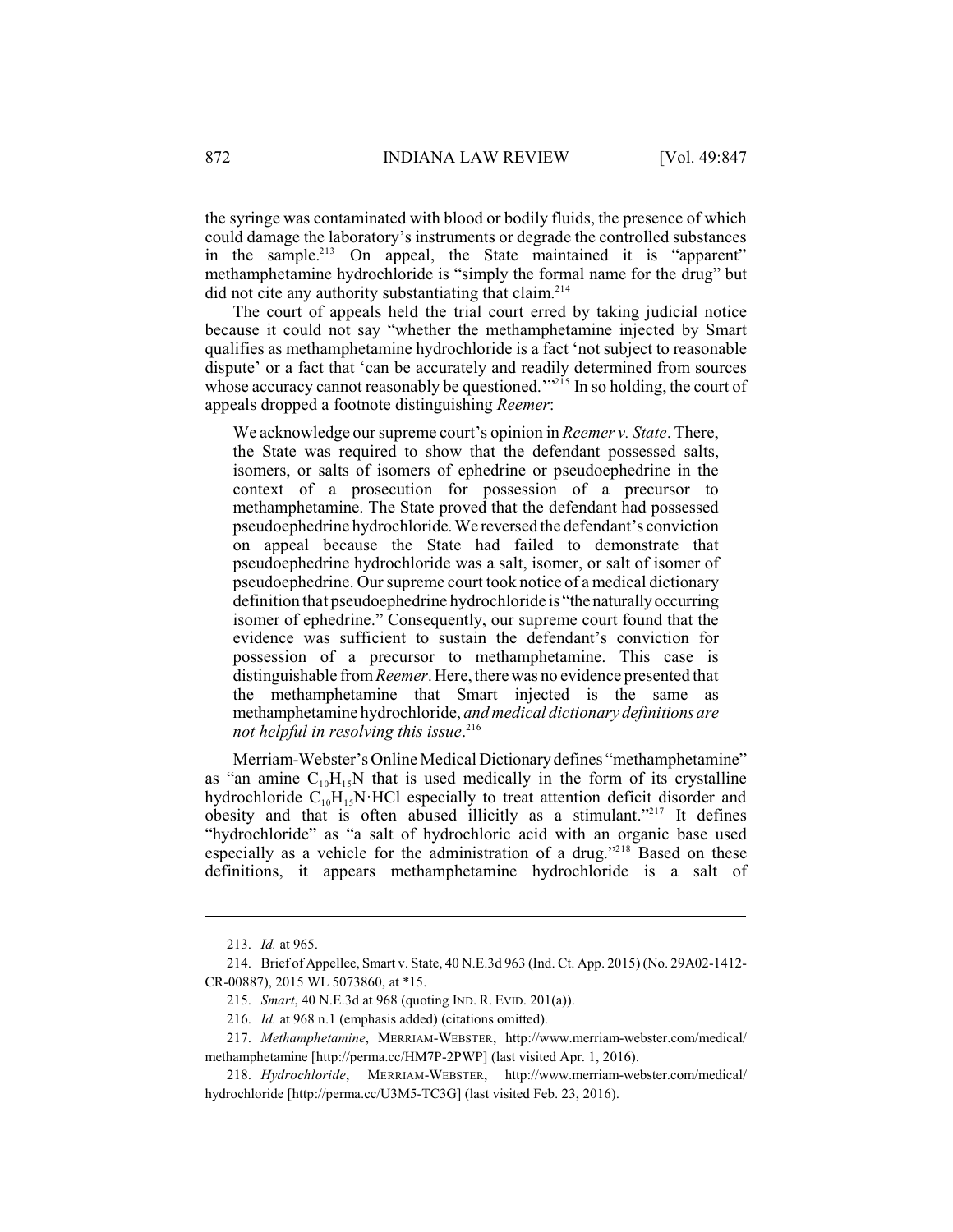the syringe was contaminated with blood or bodily fluids, the presence of which could damage the laboratory's instruments or degrade the controlled substances in the sample.[213] On appeal, the State maintained it is "apparent" methamphetamine hydrochloride is "simply the formal name for the drug" but did not cite any authority substantiating that claim.[214]

The court of appeals held the trial court erred by taking judicial notice because it could not say "whether the methamphetamine injected by Smart qualifies as methamphetamine hydrochloride is a fact 'not subject to reasonable dispute' or a fact that 'can be accurately and readily determined from sources whose accuracy cannot reasonably be questioned.'"[215] In so holding, the court of appeals dropped a footnote distinguishing *Reemer*:

> We acknowledge our supreme court's opinion in *Reemer v. State*. There, the State was required to show that the defendant possessed salts, isomers, or salts of isomers of ephedrine or pseudoephedrine in the context of a prosecution for possession of a precursor to methamphetamine. The State proved that the defendant had possessed pseudoephedrine hydrochloride. We reversed the defendant's conviction on appeal because the State had failed to demonstrate that pseudoephedrine hydrochloride was a salt, isomer, or salt of isomer of pseudoephedrine. Our supreme court took notice of a medical dictionary definition that pseudoephedrine hydrochloride is "the naturally occurring isomer of ephedrine." Consequently, our supreme court found that the evidence was sufficient to sustain the defendant's conviction for possession of a precursor to methamphetamine. This case is distinguishable from *Reemer*. Here, there was no evidence presented that the methamphetamine that Smart injected is the same as methamphetamine hydrochloride, *and medical dictionary definitions are not helpful in resolving this issue*.[216]

Merriam-Webster's Online Medical Dictionary defines "methamphetamine" as "an amine $C_{10}H_{15}N$ that is used medically in the form of its crystalline hydrochloride $C_{10}H_{15}N{\cdot}HCl$ especially to treat attention deficit disorder and obesity and that is often abused illicitly as a stimulant."[217] It defines "hydrochloride" as "a salt of hydrochloric acid with an organic base used especially as a vehicle for the administration of a drug."[218] Based on these definitions, it appears methamphetamine hydrochloride is a salt of

---

213. *Id.* at 965.

214. Brief of Appellee, Smart v. State, 40 N.E.3d 963 (Ind. Ct. App. 2015) (No. 29A02-1412-CR-00887), 2015 WL 5073860, at *15.

215. *Smart*, 40 N.E.3d at 968 (quoting IND. R. EVID. 201(a)).

216. *Id.* at 968 n.1 (emphasis added) (citations omitted).

217. *Methamphetamine*, MERRIAM-WEBSTER, http://www.merriam-webster.com/medical/methamphetamine [http://perma.cc/HM7P-2PWP] (last visited Apr. 1, 2016).

218. *Hydrochloride*, MERRIAM-WEBSTER, http://www.merriam-webster.com/medical/hydrochloride [http://perma.cc/U3M5-TC3G] (last visited Feb. 23, 2016).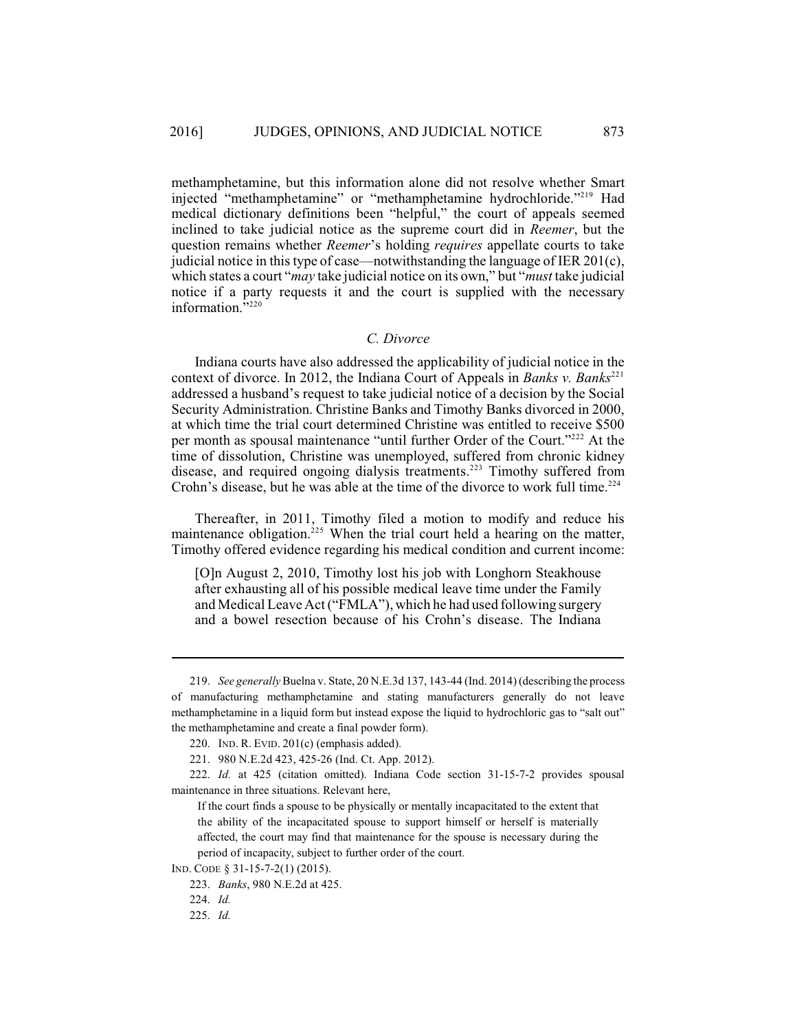methamphetamine, but this information alone did not resolve whether Smart injected "methamphetamine" or "methamphetamine hydrochloride."[219] Had medical dictionary definitions been "helpful," the court of appeals seemed inclined to take judicial notice as the supreme court did in *Reemer*, but the question remains whether *Reemer*'s holding *requires* appellate courts to take judicial notice in this type of case—notwithstanding the language of IER 201(c), which states a court "*may* take judicial notice on its own," but "*must* take judicial notice if a party requests it and the court is supplied with the necessary information."[220]

### *C. Divorce*

Indiana courts have also addressed the applicability of judicial notice in the context of divorce. In 2012, the Indiana Court of Appeals in *Banks v. Banks*[221] addressed a husband's request to take judicial notice of a decision by the Social Security Administration. Christine Banks and Timothy Banks divorced in 2000, at which time the trial court determined Christine was entitled to receive $500 per month as spousal maintenance "until further Order of the Court."[222] At the time of dissolution, Christine was unemployed, suffered from chronic kidney disease, and required ongoing dialysis treatments.[223] Timothy suffered from Crohn's disease, but he was able at the time of the divorce to work full time.[224]

Thereafter, in 2011, Timothy filed a motion to modify and reduce his maintenance obligation.[225] When the trial court held a hearing on the matter, Timothy offered evidence regarding his medical condition and current income:

> [O]n August 2, 2010, Timothy lost his job with Longhorn Steakhouse after exhausting all of his possible medical leave time under the Family and Medical Leave Act ("FMLA"), which he had used following surgery and a bowel resection because of his Crohn's disease. The Indiana

---

219. *See generally* Buelna v. State, 20 N.E.3d 137, 143-44 (Ind. 2014) (describing the process of manufacturing methamphetamine and stating manufacturers generally do not leave methamphetamine in a liquid form but instead expose the liquid to hydrochloric gas to "salt out" the methamphetamine and create a final powder form).

220. IND. R. EVID. 201(c) (emphasis added).

221. 980 N.E.2d 423, 425-26 (Ind. Ct. App. 2012).

222. *Id.* at 425 (citation omitted). Indiana Code section 31-15-7-2 provides spousal maintenance in three situations. Relevant here,

> If the court finds a spouse to be physically or mentally incapacitated to the extent that the ability of the incapacitated spouse to support himself or herself is materially affected, the court may find that maintenance for the spouse is necessary during the period of incapacity, subject to further order of the court.

IND. CODE § 31-15-7-2(1) (2015).

223. *Banks*, 980 N.E.2d at 425.

224. *Id.*

225. *Id.*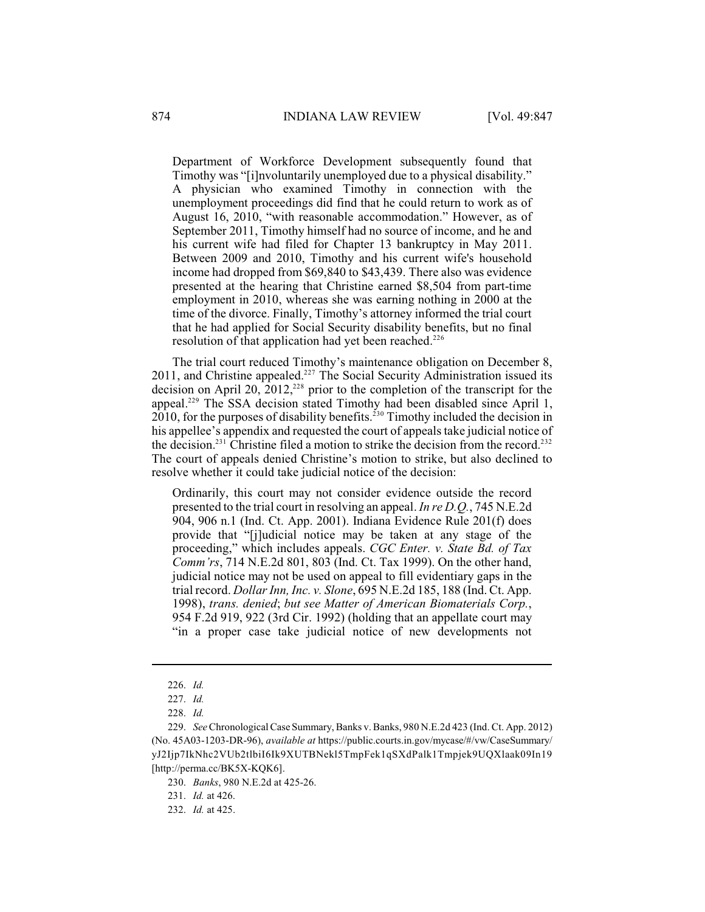> Department of Workforce Development subsequently found that Timothy was "[i]nvoluntarily unemployed due to a physical disability." A physician who examined Timothy in connection with the unemployment proceedings did find that he could return to work as of August 16, 2010, "with reasonable accommodation." However, as of September 2011, Timothy himself had no source of income, and he and his current wife had filed for Chapter 13 bankruptcy in May 2011. Between 2009 and 2010, Timothy and his current wife's household income had dropped from $69,840 to $43,439. There also was evidence presented at the hearing that Christine earned $8,504 from part-time employment in 2010, whereas she was earning nothing in 2000 at the time of the divorce. Finally, Timothy's attorney informed the trial court that he had applied for Social Security disability benefits, but no final resolution of that application had yet been reached.[226]

The trial court reduced Timothy's maintenance obligation on December 8, 2011, and Christine appealed.[227] The Social Security Administration issued its decision on April 20, 2012,[228] prior to the completion of the transcript for the appeal.[229] The SSA decision stated Timothy had been disabled since April 1, 2010, for the purposes of disability benefits.[230] Timothy included the decision in his appellee's appendix and requested the court of appeals take judicial notice of the decision.[231] Christine filed a motion to strike the decision from the record.[232] The court of appeals denied Christine's motion to strike, but also declined to resolve whether it could take judicial notice of the decision:

> Ordinarily, this court may not consider evidence outside the record presented to the trial court in resolving an appeal. *In re D.Q.*, 745 N.E.2d 904, 906 n.1 (Ind. Ct. App. 2001). Indiana Evidence Rule 201(f) does provide that "[j]udicial notice may be taken at any stage of the proceeding," which includes appeals. *CGC Enter. v. State Bd. of Tax Comm'rs*, 714 N.E.2d 801, 803 (Ind. Ct. Tax 1999). On the other hand, judicial notice may not be used on appeal to fill evidentiary gaps in the trial record. *Dollar Inn, Inc. v. Slone*, 695 N.E.2d 185, 188 (Ind. Ct. App. 1998), *trans. denied*; *but see Matter of American Biomaterials Corp.*, 954 F.2d 919, 922 (3rd Cir. 1992) (holding that an appellate court may "in a proper case take judicial notice of new developments not

---

226. *Id.*

227. *Id.*

228. *Id.*

229. *See* Chronological Case Summary, Banks v. Banks, 980 N.E.2d 423 (Ind. Ct. App. 2012) (No. 45A03-1203-DR-96), *available at* https://public.courts.in.gov/mycase/#/vw/CaseSummary/yJ2Ijp7IkNhc2VUb2tlbiI6Ik9XUTBNekl5TmpFek1qSXdPalk1Tmpjek9UQXlaak09In19 [http://perma.cc/BK5X-KQK6].

230. *Banks*, 980 N.E.2d at 425-26.

231. *Id.* at 426.

232. *Id.* at 425.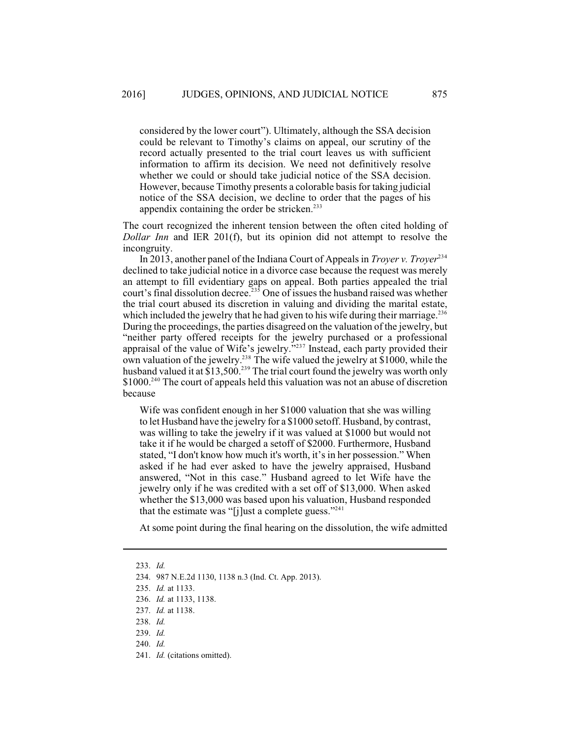considered by the lower court"). Ultimately, although the SSA decision could be relevant to Timothy's claims on appeal, our scrutiny of the record actually presented to the trial court leaves us with sufficient information to affirm its decision. We need not definitively resolve whether we could or should take judicial notice of the SSA decision. However, because Timothy presents a colorable basis for taking judicial notice of the SSA decision, we decline to order that the pages of his appendix containing the order be stricken.[233]

The court recognized the inherent tension between the often cited holding of *Dollar Inn* and IER 201(f), but its opinion did not attempt to resolve the incongruity.

In 2013, another panel of the Indiana Court of Appeals in *Troyer v. Troyer*[234] declined to take judicial notice in a divorce case because the request was merely an attempt to fill evidentiary gaps on appeal. Both parties appealed the trial court's final dissolution decree.[235] One of issues the husband raised was whether the trial court abused its discretion in valuing and dividing the marital estate, which included the jewelry that he had given to his wife during their marriage.[236] During the proceedings, the parties disagreed on the valuation of the jewelry, but "neither party offered receipts for the jewelry purchased or a professional appraisal of the value of Wife's jewelry."[237] Instead, each party provided their own valuation of the jewelry.[238] The wife valued the jewelry at $1000, while the husband valued it at $13,500.[239] The trial court found the jewelry was worth only $1000.[240] The court of appeals held this valuation was not an abuse of discretion because

> Wife was confident enough in her $1000 valuation that she was willing to let Husband have the jewelry for a $1000 setoff. Husband, by contrast, was willing to take the jewelry if it was valued at $1000 but would not take it if he would be charged a setoff of $2000. Furthermore, Husband stated, "I don't know how much it's worth, it's in her possession." When asked if he had ever asked to have the jewelry appraised, Husband answered, "Not in this case." Husband agreed to let Wife have the jewelry only if he was credited with a set off of $13,000. When asked whether the $13,000 was based upon his valuation, Husband responded that the estimate was "[j]ust a complete guess."[241]

At some point during the final hearing on the dissolution, the wife admitted

---

233. *Id.*

234. 987 N.E.2d 1130, 1138 n.3 (Ind. Ct. App. 2013).

235. *Id.* at 1133.

236. *Id.* at 1133, 1138.

237. *Id.* at 1138.

238. *Id.*

239. *Id.*

240. *Id.*

241. *Id.* (citations omitted).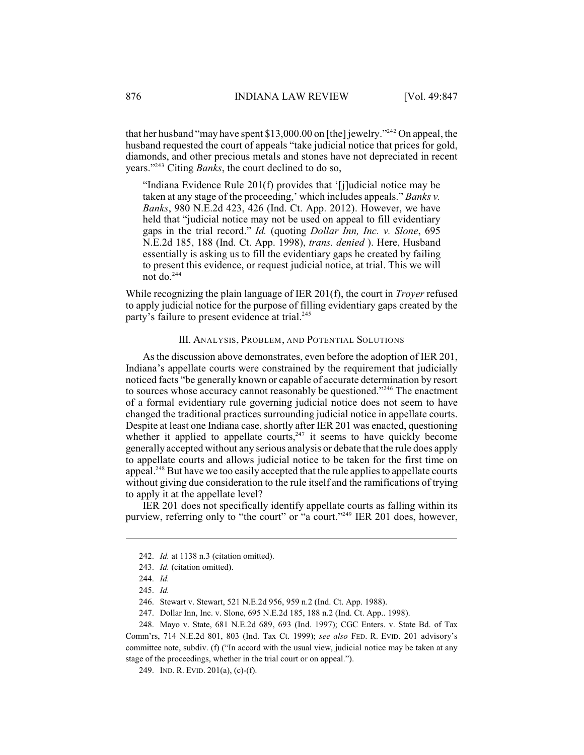that her husband "may have spent $13,000.00 on [the] jewelry."[242] On appeal, the husband requested the court of appeals "take judicial notice that prices for gold, diamonds, and other precious metals and stones have not depreciated in recent years."[243] Citing *Banks*, the court declined to do so,

> "Indiana Evidence Rule 201(f) provides that '[j]udicial notice may be taken at any stage of the proceeding,' which includes appeals." *Banks v. Banks*, 980 N.E.2d 423, 426 (Ind. Ct. App. 2012). However, we have held that "judicial notice may not be used on appeal to fill evidentiary gaps in the trial record." *Id.* (quoting *Dollar Inn, Inc. v. Slone*, 695 N.E.2d 185, 188 (Ind. Ct. App. 1998), *trans. denied* ). Here, Husband essentially is asking us to fill the evidentiary gaps he created by failing to present this evidence, or request judicial notice, at trial. This we will not do.[244]

While recognizing the plain language of IER 201(f), the court in *Troyer* refused to apply judicial notice for the purpose of filling evidentiary gaps created by the party's failure to present evidence at trial.[245]

## III. Analysis, Problem, and Potential Solutions

As the discussion above demonstrates, even before the adoption of IER 201, Indiana's appellate courts were constrained by the requirement that judicially noticed facts "be generally known or capable of accurate determination by resort to sources whose accuracy cannot reasonably be questioned."[246] The enactment of a formal evidentiary rule governing judicial notice does not seem to have changed the traditional practices surrounding judicial notice in appellate courts. Despite at least one Indiana case, shortly after IER 201 was enacted, questioning whether it applied to appellate courts,[247] it seems to have quickly become generally accepted without any serious analysis or debate that the rule does apply to appellate courts and allows judicial notice to be taken for the first time on appeal.[248] But have we too easily accepted that the rule applies to appellate courts without giving due consideration to the rule itself and the ramifications of trying to apply it at the appellate level?

IER 201 does not specifically identify appellate courts as falling within its purview, referring only to "the court" or "a court."[249] IER 201 does, however,

---

242. *Id.* at 1138 n.3 (citation omitted).

243. *Id.* (citation omitted).

244. *Id.*

245. *Id.*

246. Stewart v. Stewart, 521 N.E.2d 956, 959 n.2 (Ind. Ct. App. 1988).

247. Dollar Inn, Inc. v. Slone, 695 N.E.2d 185, 188 n.2 (Ind. Ct. App.. 1998).

248. Mayo v. State, 681 N.E.2d 689, 693 (Ind. 1997); CGC Enters. v. State Bd. of Tax Comm'rs, 714 N.E.2d 801, 803 (Ind. Tax Ct. 1999); *see also* FED. R. EVID. 201 advisory's committee note, subdiv. (f) ("In accord with the usual view, judicial notice may be taken at any stage of the proceedings, whether in the trial court or on appeal.").

249. IND. R. EVID. 201(a), (c)-(f).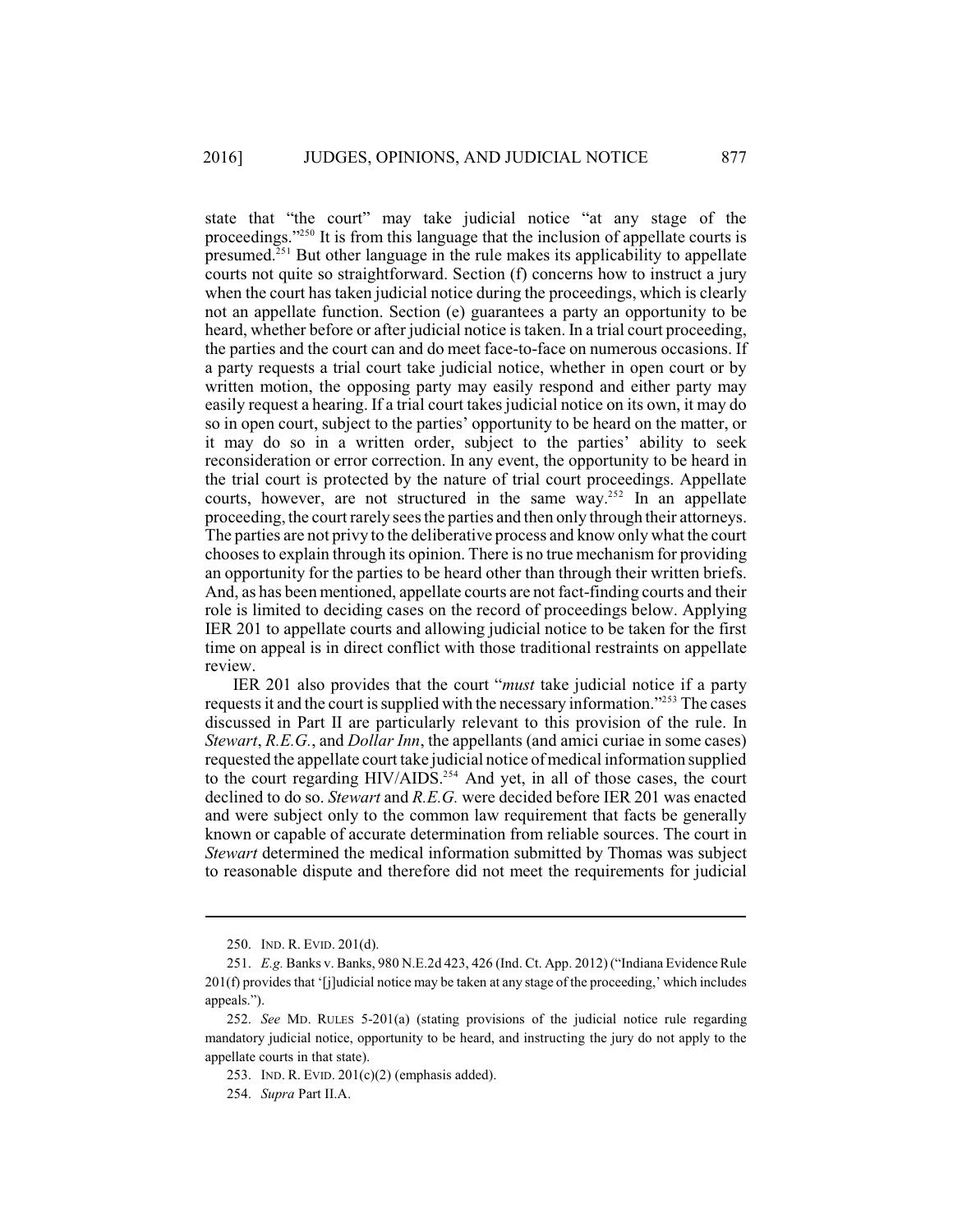state that "the court" may take judicial notice "at any stage of the proceedings."[250] It is from this language that the inclusion of appellate courts is presumed.[251] But other language in the rule makes its applicability to appellate courts not quite so straightforward. Section (f) concerns how to instruct a jury when the court has taken judicial notice during the proceedings, which is clearly not an appellate function. Section (e) guarantees a party an opportunity to be heard, whether before or after judicial notice is taken. In a trial court proceeding, the parties and the court can and do meet face-to-face on numerous occasions. If a party requests a trial court take judicial notice, whether in open court or by written motion, the opposing party may easily respond and either party may easily request a hearing. If a trial court takes judicial notice on its own, it may do so in open court, subject to the parties' opportunity to be heard on the matter, or it may do so in a written order, subject to the parties' ability to seek reconsideration or error correction. In any event, the opportunity to be heard in the trial court is protected by the nature of trial court proceedings. Appellate courts, however, are not structured in the same way.[252] In an appellate proceeding, the court rarely sees the parties and then only through their attorneys. The parties are not privy to the deliberative process and know only what the court chooses to explain through its opinion. There is no true mechanism for providing an opportunity for the parties to be heard other than through their written briefs. And, as has been mentioned, appellate courts are not fact-finding courts and their role is limited to deciding cases on the record of proceedings below. Applying IER 201 to appellate courts and allowing judicial notice to be taken for the first time on appeal is in direct conflict with those traditional restraints on appellate review.

IER 201 also provides that the court "*must* take judicial notice if a party requests it and the court is supplied with the necessary information."[253] The cases discussed in Part II are particularly relevant to this provision of the rule. In *Stewart*, *R.E.G.*, and *Dollar Inn*, the appellants (and amici curiae in some cases) requested the appellate court take judicial notice of medical information supplied to the court regarding HIV/AIDS.[254] And yet, in all of those cases, the court declined to do so. *Stewart* and *R.E.G.* were decided before IER 201 was enacted and were subject only to the common law requirement that facts be generally known or capable of accurate determination from reliable sources. The court in *Stewart* determined the medical information submitted by Thomas was subject to reasonable dispute and therefore did not meet the requirements for judicial

---

250. IND. R. EVID. 201(d).

251. *E.g.* Banks v. Banks, 980 N.E.2d 423, 426 (Ind. Ct. App. 2012) ("Indiana Evidence Rule 201(f) provides that '[j]udicial notice may be taken at any stage of the proceeding,' which includes appeals.").

252. *See* MD. RULES 5-201(a) (stating provisions of the judicial notice rule regarding mandatory judicial notice, opportunity to be heard, and instructing the jury do not apply to the appellate courts in that state).

253. IND. R. EVID. 201(c)(2) (emphasis added).

254. *Supra* Part II.A.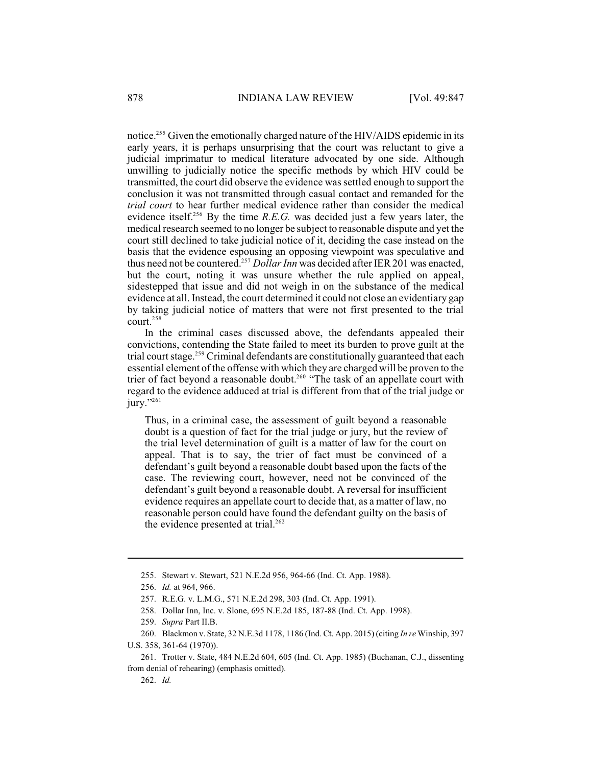notice.[255] Given the emotionally charged nature of the HIV/AIDS epidemic in its early years, it is perhaps unsurprising that the court was reluctant to give a judicial imprimatur to medical literature advocated by one side. Although unwilling to judicially notice the specific methods by which HIV could be transmitted, the court did observe the evidence was settled enough to support the conclusion it was not transmitted through casual contact and remanded for the *trial court* to hear further medical evidence rather than consider the medical evidence itself.[256] By the time *R.E.G.* was decided just a few years later, the medical research seemed to no longer be subject to reasonable dispute and yet the court still declined to take judicial notice of it, deciding the case instead on the basis that the evidence espousing an opposing viewpoint was speculative and thus need not be countered.[257] *Dollar Inn* was decided after IER 201 was enacted, but the court, noting it was unsure whether the rule applied on appeal, sidestepped that issue and did not weigh in on the substance of the medical evidence at all. Instead, the court determined it could not close an evidentiary gap by taking judicial notice of matters that were not first presented to the trial court.[258]

In the criminal cases discussed above, the defendants appealed their convictions, contending the State failed to meet its burden to prove guilt at the trial court stage.[259] Criminal defendants are constitutionally guaranteed that each essential element of the offense with which they are charged will be proven to the trier of fact beyond a reasonable doubt.[260] "The task of an appellate court with regard to the evidence adduced at trial is different from that of the trial judge or jury."[261]

> Thus, in a criminal case, the assessment of guilt beyond a reasonable doubt is a question of fact for the trial judge or jury, but the review of the trial level determination of guilt is a matter of law for the court on appeal. That is to say, the trier of fact must be convinced of a defendant's guilt beyond a reasonable doubt based upon the facts of the case. The reviewing court, however, need not be convinced of the defendant's guilt beyond a reasonable doubt. A reversal for insufficient evidence requires an appellate court to decide that, as a matter of law, no reasonable person could have found the defendant guilty on the basis of the evidence presented at trial.[262]

---

255. Stewart v. Stewart, 521 N.E.2d 956, 964-66 (Ind. Ct. App. 1988).

256. *Id.* at 964, 966.

257. R.E.G. v. L.M.G., 571 N.E.2d 298, 303 (Ind. Ct. App. 1991).

258. Dollar Inn, Inc. v. Slone, 695 N.E.2d 185, 187-88 (Ind. Ct. App. 1998).

259. *Supra* Part II.B.

260. Blackmon v. State, 32 N.E.3d 1178, 1186 (Ind. Ct. App. 2015) (citing *In re* Winship, 397 U.S. 358, 361-64 (1970)).

261. Trotter v. State, 484 N.E.2d 604, 605 (Ind. Ct. App. 1985) (Buchanan, C.J., dissenting from denial of rehearing) (emphasis omitted).

262. *Id.*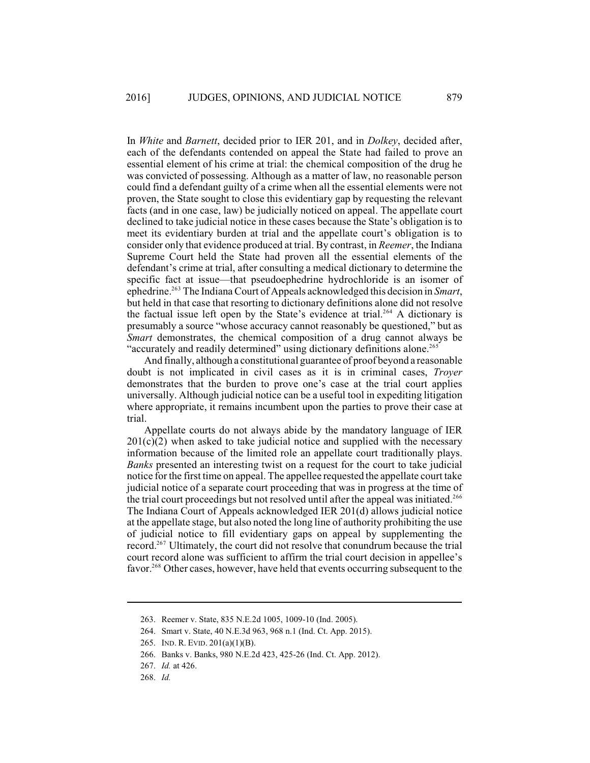In *White* and *Barnett*, decided prior to IER 201, and in *Dolkey*, decided after, each of the defendants contended on appeal the State had failed to prove an essential element of his crime at trial: the chemical composition of the drug he was convicted of possessing. Although as a matter of law, no reasonable person could find a defendant guilty of a crime when all the essential elements were not proven, the State sought to close this evidentiary gap by requesting the relevant facts (and in one case, law) be judicially noticed on appeal. The appellate court declined to take judicial notice in these cases because the State's obligation is to meet its evidentiary burden at trial and the appellate court's obligation is to consider only that evidence produced at trial. By contrast, in *Reemer*, the Indiana Supreme Court held the State had proven all the essential elements of the defendant's crime at trial, after consulting a medical dictionary to determine the specific fact at issue—that pseudoephedrine hydrochloride is an isomer of ephedrine.[263] The Indiana Court of Appeals acknowledged this decision in *Smart*, but held in that case that resorting to dictionary definitions alone did not resolve the factual issue left open by the State's evidence at trial.[264] A dictionary is presumably a source "whose accuracy cannot reasonably be questioned," but as *Smart* demonstrates, the chemical composition of a drug cannot always be "accurately and readily determined" using dictionary definitions alone.[265]

And finally, although a constitutional guarantee of proof beyond a reasonable doubt is not implicated in civil cases as it is in criminal cases, *Troyer* demonstrates that the burden to prove one's case at the trial court applies universally. Although judicial notice can be a useful tool in expediting litigation where appropriate, it remains incumbent upon the parties to prove their case at trial.

Appellate courts do not always abide by the mandatory language of IER 201(c)(2) when asked to take judicial notice and supplied with the necessary information because of the limited role an appellate court traditionally plays. *Banks* presented an interesting twist on a request for the court to take judicial notice for the first time on appeal. The appellee requested the appellate court take judicial notice of a separate court proceeding that was in progress at the time of the trial court proceedings but not resolved until after the appeal was initiated.[266] The Indiana Court of Appeals acknowledged IER 201(d) allows judicial notice at the appellate stage, but also noted the long line of authority prohibiting the use of judicial notice to fill evidentiary gaps on appeal by supplementing the record.[267] Ultimately, the court did not resolve that conundrum because the trial court record alone was sufficient to affirm the trial court decision in appellee's favor.[268] Other cases, however, have held that events occurring subsequent to the

---

263. Reemer v. State, 835 N.E.2d 1005, 1009-10 (Ind. 2005).

264. Smart v. State, 40 N.E.3d 963, 968 n.1 (Ind. Ct. App. 2015).

265. IND. R. EVID. 201(a)(1)(B).

266. Banks v. Banks, 980 N.E.2d 423, 425-26 (Ind. Ct. App. 2012).

267. *Id.* at 426.

268. *Id.*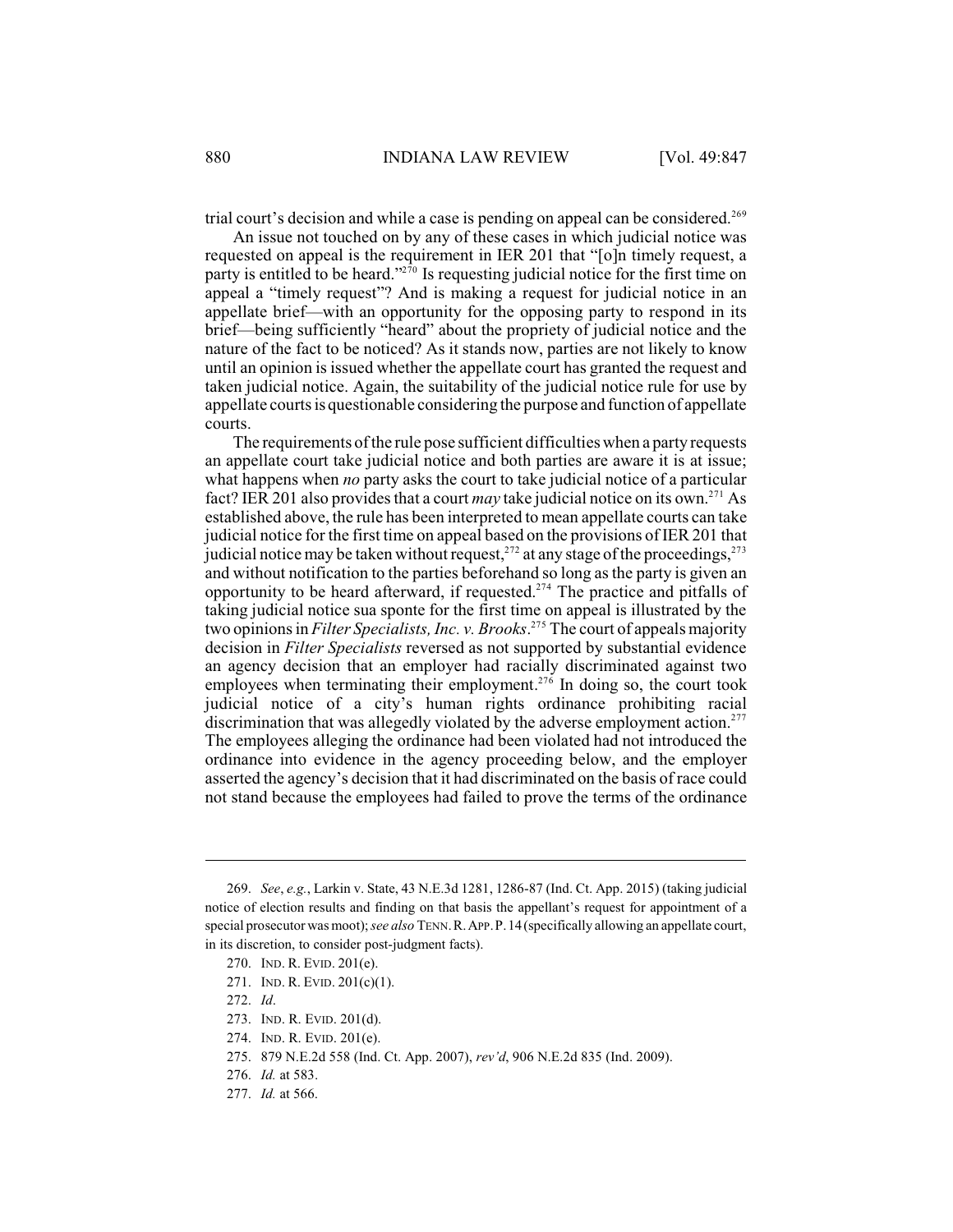trial court's decision and while a case is pending on appeal can be considered.[269]

An issue not touched on by any of these cases in which judicial notice was requested on appeal is the requirement in IER 201 that "[o]n timely request, a party is entitled to be heard."[270] Is requesting judicial notice for the first time on appeal a "timely request"? And is making a request for judicial notice in an appellate brief—with an opportunity for the opposing party to respond in its brief—being sufficiently "heard" about the propriety of judicial notice and the nature of the fact to be noticed? As it stands now, parties are not likely to know until an opinion is issued whether the appellate court has granted the request and taken judicial notice. Again, the suitability of the judicial notice rule for use by appellate courts is questionable considering the purpose and function of appellate courts.

The requirements of the rule pose sufficient difficulties when a party requests an appellate court take judicial notice and both parties are aware it is at issue; what happens when *no* party asks the court to take judicial notice of a particular fact? IER 201 also provides that a court *may* take judicial notice on its own.[271] As established above, the rule has been interpreted to mean appellate courts can take judicial notice for the first time on appeal based on the provisions of IER 201 that judicial notice may be taken without request,[272] at any stage of the proceedings,[273] and without notification to the parties beforehand so long as the party is given an opportunity to be heard afterward, if requested.[274] The practice and pitfalls of taking judicial notice sua sponte for the first time on appeal is illustrated by the two opinions in *Filter Specialists, Inc. v. Brooks*.[275] The court of appeals majority decision in *Filter Specialists* reversed as not supported by substantial evidence an agency decision that an employer had racially discriminated against two employees when terminating their employment.[276] In doing so, the court took judicial notice of a city's human rights ordinance prohibiting racial discrimination that was allegedly violated by the adverse employment action.[277] The employees alleging the ordinance had been violated had not introduced the ordinance into evidence in the agency proceeding below, and the employer asserted the agency's decision that it had discriminated on the basis of race could not stand because the employees had failed to prove the terms of the ordinance

---

269. *See*, *e.g.*, Larkin v. State, 43 N.E.3d 1281, 1286-87 (Ind. Ct. App. 2015) (taking judicial notice of election results and finding on that basis the appellant's request for appointment of a special prosecutor was moot); *see also* TENN. R. APP. P. 14 (specifically allowing an appellate court, in its discretion, to consider post-judgment facts).

270. IND. R. EVID. 201(e).

271. IND. R. EVID. 201(c)(1).

272. *Id*.

273. IND. R. EVID. 201(d).

274. IND. R. EVID. 201(e).

275. 879 N.E.2d 558 (Ind. Ct. App. 2007), *rev'd*, 906 N.E.2d 835 (Ind. 2009).

276. *Id.* at 583.

277. *Id.* at 566.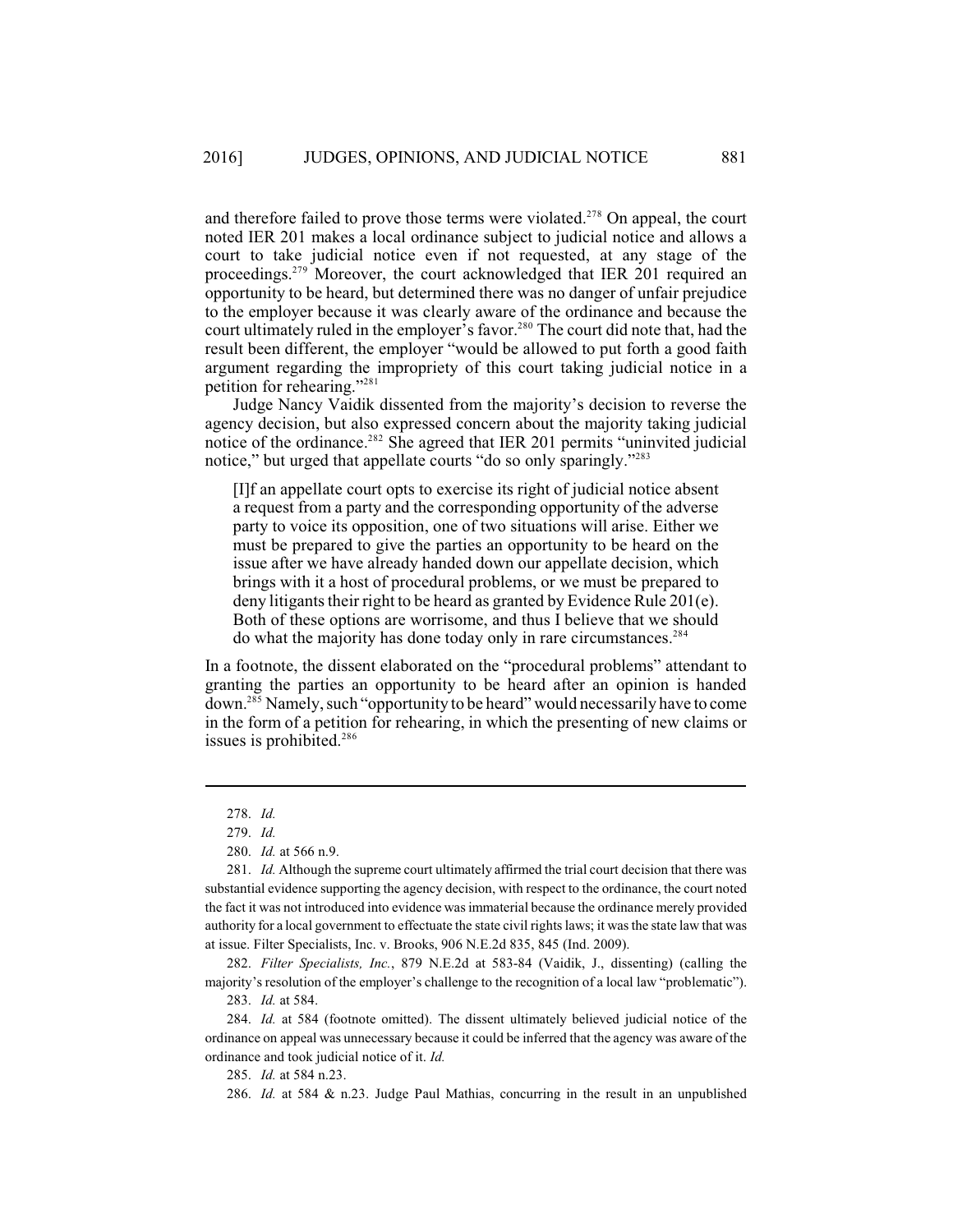and therefore failed to prove those terms were violated.[278] On appeal, the court noted IER 201 makes a local ordinance subject to judicial notice and allows a court to take judicial notice even if not requested, at any stage of the proceedings.[279] Moreover, the court acknowledged that IER 201 required an opportunity to be heard, but determined there was no danger of unfair prejudice to the employer because it was clearly aware of the ordinance and because the court ultimately ruled in the employer's favor.[280] The court did note that, had the result been different, the employer "would be allowed to put forth a good faith argument regarding the impropriety of this court taking judicial notice in a petition for rehearing."[281]

Judge Nancy Vaidik dissented from the majority's decision to reverse the agency decision, but also expressed concern about the majority taking judicial notice of the ordinance.[282] She agreed that IER 201 permits "uninvited judicial notice," but urged that appellate courts "do so only sparingly."[283]

> [I]f an appellate court opts to exercise its right of judicial notice absent a request from a party and the corresponding opportunity of the adverse party to voice its opposition, one of two situations will arise. Either we must be prepared to give the parties an opportunity to be heard on the issue after we have already handed down our appellate decision, which brings with it a host of procedural problems, or we must be prepared to deny litigants their right to be heard as granted by Evidence Rule 201(e). Both of these options are worrisome, and thus I believe that we should do what the majority has done today only in rare circumstances.[284]

In a footnote, the dissent elaborated on the "procedural problems" attendant to granting the parties an opportunity to be heard after an opinion is handed down.[285] Namely, such "opportunity to be heard" would necessarily have to come in the form of a petition for rehearing, in which the presenting of new claims or issues is prohibited.[286]

---

278. *Id.*

279. *Id.*

280. *Id.* at 566 n.9.

281. *Id.* Although the supreme court ultimately affirmed the trial court decision that there was substantial evidence supporting the agency decision, with respect to the ordinance, the court noted the fact it was not introduced into evidence was immaterial because the ordinance merely provided authority for a local government to effectuate the state civil rights laws; it was the state law that was at issue. Filter Specialists, Inc. v. Brooks, 906 N.E.2d 835, 845 (Ind. 2009).

282. *Filter Specialists, Inc.*, 879 N.E.2d at 583-84 (Vaidik, J., dissenting) (calling the majority's resolution of the employer's challenge to the recognition of a local law "problematic").

283. *Id.* at 584.

284. *Id.* at 584 (footnote omitted). The dissent ultimately believed judicial notice of the ordinance on appeal was unnecessary because it could be inferred that the agency was aware of the ordinance and took judicial notice of it. *Id.*

285. *Id.* at 584 n.23.

286. *Id.* at 584 & n.23. Judge Paul Mathias, concurring in the result in an unpublished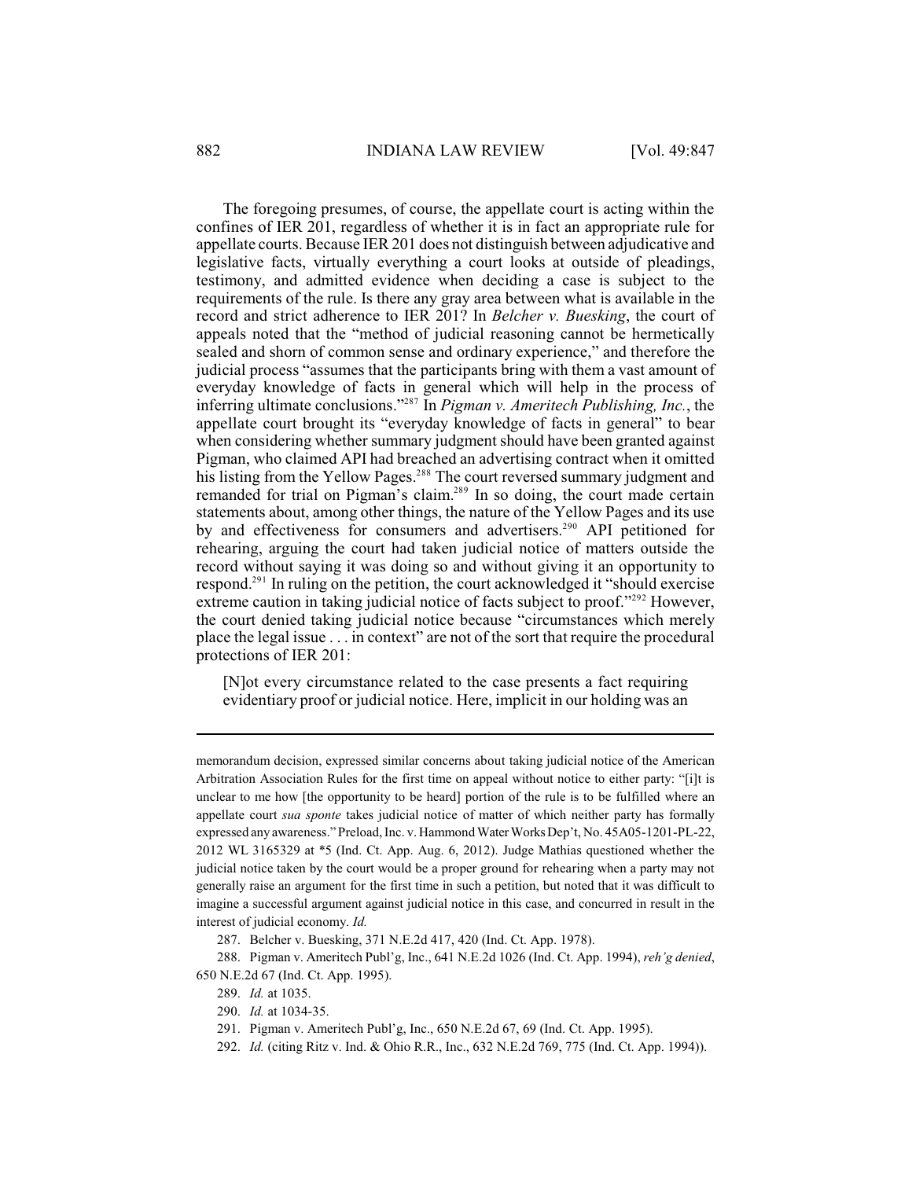The foregoing presumes, of course, the appellate court is acting within the confines of IER 201, regardless of whether it is in fact an appropriate rule for appellate courts. Because IER 201 does not distinguish between adjudicative and legislative facts, virtually everything a court looks at outside of pleadings, testimony, and admitted evidence when deciding a case is subject to the requirements of the rule. Is there any gray area between what is available in the record and strict adherence to IER 201? In *Belcher v. Buesking*, the court of appeals noted that the "method of judicial reasoning cannot be hermetically sealed and shorn of common sense and ordinary experience," and therefore the judicial process "assumes that the participants bring with them a vast amount of everyday knowledge of facts in general which will help in the process of inferring ultimate conclusions."[287] In *Pigman v. Ameritech Publishing, Inc.*, the appellate court brought its "everyday knowledge of facts in general" to bear when considering whether summary judgment should have been granted against Pigman, who claimed API had breached an advertising contract when it omitted his listing from the Yellow Pages.[288] The court reversed summary judgment and remanded for trial on Pigman's claim.[289] In so doing, the court made certain statements about, among other things, the nature of the Yellow Pages and its use by and effectiveness for consumers and advertisers.[290] API petitioned for rehearing, arguing the court had taken judicial notice of matters outside the record without saying it was doing so and without giving it an opportunity to respond.[291] In ruling on the petition, the court acknowledged it "should exercise extreme caution in taking judicial notice of facts subject to proof."[292] However, the court denied taking judicial notice because "circumstances which merely place the legal issue . . . in context" are not of the sort that require the procedural protections of IER 201:

> [N]ot every circumstance related to the case presents a fact requiring evidentiary proof or judicial notice. Here, implicit in our holding was an

---

memorandum decision, expressed similar concerns about taking judicial notice of the American Arbitration Association Rules for the first time on appeal without notice to either party: "[i]t is unclear to me how [the opportunity to be heard] portion of the rule is to be fulfilled where an appellate court *sua sponte* takes judicial notice of matter of which neither party has formally expressed any awareness." Preload, Inc. v. Hammond Water Works Dep't, No. 45A05-1201-PL-22, 2012 WL 3165329 at *5 (Ind. Ct. App. Aug. 6, 2012). Judge Mathias questioned whether the judicial notice taken by the court would be a proper ground for rehearing when a party may not generally raise an argument for the first time in such a petition, but noted that it was difficult to imagine a successful argument against judicial notice in this case, and concurred in result in the interest of judicial economy. *Id.*

287. Belcher v. Buesking, 371 N.E.2d 417, 420 (Ind. Ct. App. 1978).

288. Pigman v. Ameritech Publ'g, Inc., 641 N.E.2d 1026 (Ind. Ct. App. 1994), *reh'g denied*, 650 N.E.2d 67 (Ind. Ct. App. 1995).

289. *Id.* at 1035.

290. *Id.* at 1034-35.

291. Pigman v. Ameritech Publ'g, Inc., 650 N.E.2d 67, 69 (Ind. Ct. App. 1995).

292. *Id.* (citing Ritz v. Ind. & Ohio R.R., Inc., 632 N.E.2d 769, 775 (Ind. Ct. App. 1994)).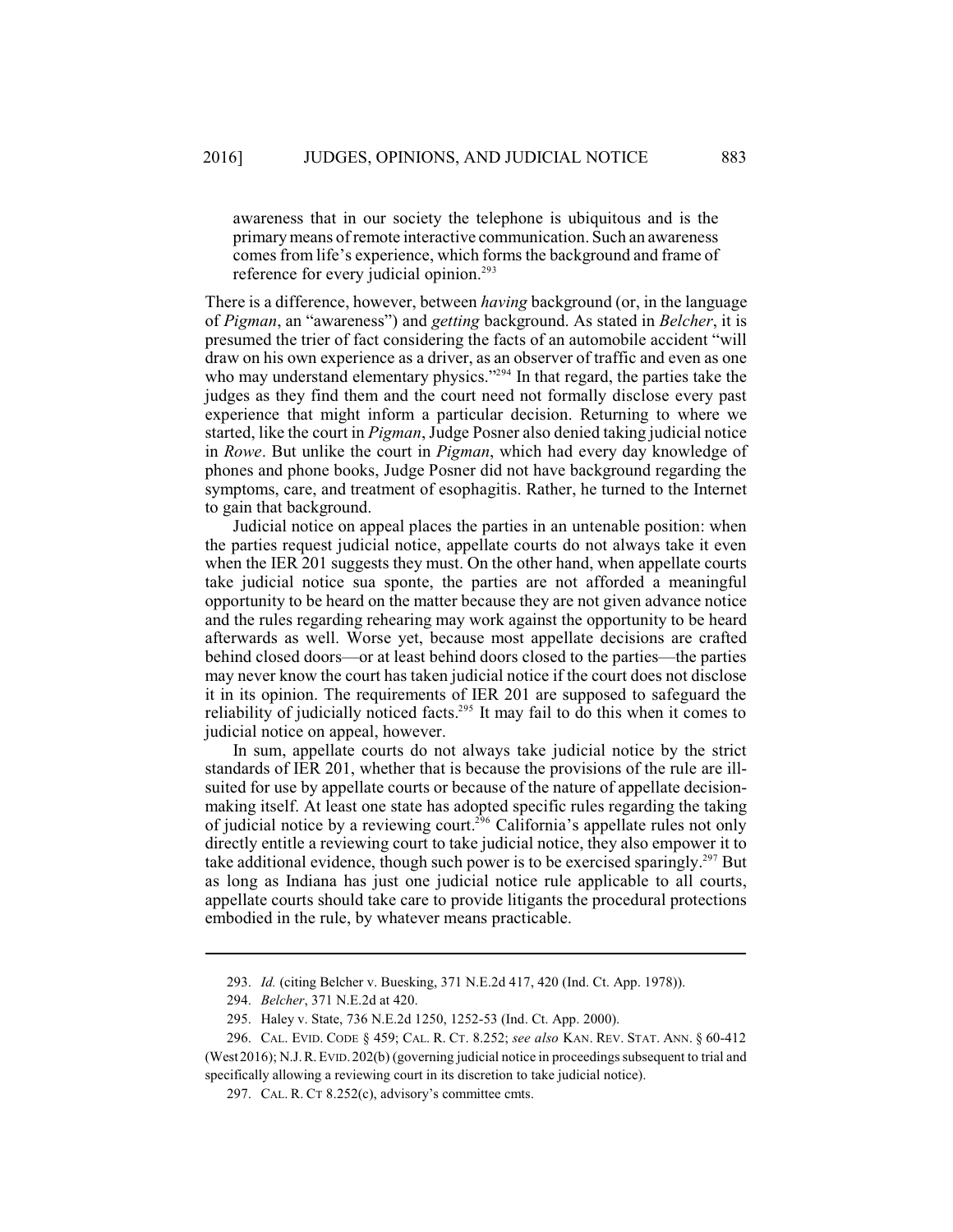> awareness that in our society the telephone is ubiquitous and is the primary means of remote interactive communication. Such an awareness comes from life's experience, which forms the background and frame of reference for every judicial opinion.[293]

There is a difference, however, between *having* background (or, in the language of *Pigman*, an "awareness") and *getting* background. As stated in *Belcher*, it is presumed the trier of fact considering the facts of an automobile accident "will draw on his own experience as a driver, as an observer of traffic and even as one who may understand elementary physics."[294] In that regard, the parties take the judges as they find them and the court need not formally disclose every past experience that might inform a particular decision. Returning to where we started, like the court in *Pigman*, Judge Posner also denied taking judicial notice in *Rowe*. But unlike the court in *Pigman*, which had every day knowledge of phones and phone books, Judge Posner did not have background regarding the symptoms, care, and treatment of esophagitis. Rather, he turned to the Internet to gain that background.

Judicial notice on appeal places the parties in an untenable position: when the parties request judicial notice, appellate courts do not always take it even when the IER 201 suggests they must. On the other hand, when appellate courts take judicial notice sua sponte, the parties are not afforded a meaningful opportunity to be heard on the matter because they are not given advance notice and the rules regarding rehearing may work against the opportunity to be heard afterwards as well. Worse yet, because most appellate decisions are crafted behind closed doors—or at least behind doors closed to the parties—the parties may never know the court has taken judicial notice if the court does not disclose it in its opinion. The requirements of IER 201 are supposed to safeguard the reliability of judicially noticed facts.[295] It may fail to do this when it comes to judicial notice on appeal, however.

In sum, appellate courts do not always take judicial notice by the strict standards of IER 201, whether that is because the provisions of the rule are ill-suited for use by appellate courts or because of the nature of appellate decision-making itself. At least one state has adopted specific rules regarding the taking of judicial notice by a reviewing court.[296] California's appellate rules not only directly entitle a reviewing court to take judicial notice, they also empower it to take additional evidence, though such power is to be exercised sparingly.[297] But as long as Indiana has just one judicial notice rule applicable to all courts, appellate courts should take care to provide litigants the procedural protections embodied in the rule, by whatever means practicable.

---

293. *Id.* (citing Belcher v. Buesking, 371 N.E.2d 417, 420 (Ind. Ct. App. 1978)).

294. *Belcher*, 371 N.E.2d at 420.

295. Haley v. State, 736 N.E.2d 1250, 1252-53 (Ind. Ct. App. 2000).

296. CAL. EVID. CODE § 459; CAL. R. CT. 8.252; *see also* KAN. REV. STAT. ANN. § 60-412 (West 2016); N.J. R. EVID. 202(b) (governing judicial notice in proceedings subsequent to trial and specifically allowing a reviewing court in its discretion to take judicial notice).

297. CAL. R. CT 8.252(c), advisory's committee cmts.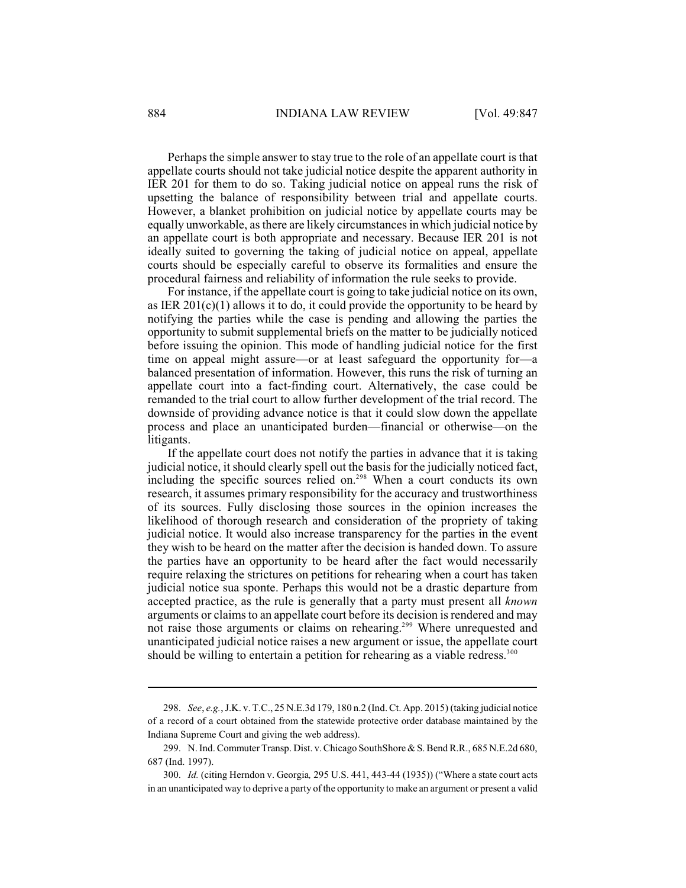Perhaps the simple answer to stay true to the role of an appellate court is that appellate courts should not take judicial notice despite the apparent authority in IER 201 for them to do so. Taking judicial notice on appeal runs the risk of upsetting the balance of responsibility between trial and appellate courts. However, a blanket prohibition on judicial notice by appellate courts may be equally unworkable, as there are likely circumstances in which judicial notice by an appellate court is both appropriate and necessary. Because IER 201 is not ideally suited to governing the taking of judicial notice on appeal, appellate courts should be especially careful to observe its formalities and ensure the procedural fairness and reliability of information the rule seeks to provide.

For instance, if the appellate court is going to take judicial notice on its own, as IER 201(c)(1) allows it to do, it could provide the opportunity to be heard by notifying the parties while the case is pending and allowing the parties the opportunity to submit supplemental briefs on the matter to be judicially noticed before issuing the opinion. This mode of handling judicial notice for the first time on appeal might assure—or at least safeguard the opportunity for—a balanced presentation of information. However, this runs the risk of turning an appellate court into a fact-finding court. Alternatively, the case could be remanded to the trial court to allow further development of the trial record. The downside of providing advance notice is that it could slow down the appellate process and place an unanticipated burden—financial or otherwise—on the litigants.

If the appellate court does not notify the parties in advance that it is taking judicial notice, it should clearly spell out the basis for the judicially noticed fact, including the specific sources relied on.[298] When a court conducts its own research, it assumes primary responsibility for the accuracy and trustworthiness of its sources. Fully disclosing those sources in the opinion increases the likelihood of thorough research and consideration of the propriety of taking judicial notice. It would also increase transparency for the parties in the event they wish to be heard on the matter after the decision is handed down. To assure the parties have an opportunity to be heard after the fact would necessarily require relaxing the strictures on petitions for rehearing when a court has taken judicial notice sua sponte. Perhaps this would not be a drastic departure from accepted practice, as the rule is generally that a party must present all *known* arguments or claims to an appellate court before its decision is rendered and may not raise those arguments or claims on rehearing.[299] Where unrequested and unanticipated judicial notice raises a new argument or issue, the appellate court should be willing to entertain a petition for rehearing as a viable redress.[300]

---

298. *See*, *e.g.*, J.K. v. T.C., 25 N.E.3d 179, 180 n.2 (Ind. Ct. App. 2015) (taking judicial notice of a record of a court obtained from the statewide protective order database maintained by the Indiana Supreme Court and giving the web address).

299. N. Ind. Commuter Transp. Dist. v. Chicago SouthShore & S. Bend R.R., 685 N.E.2d 680, 687 (Ind. 1997).

300. *Id.* (citing Herndon v. Georgia*,* 295 U.S. 441, 443-44 (1935)) ("Where a state court acts in an unanticipated way to deprive a party of the opportunity to make an argument or present a valid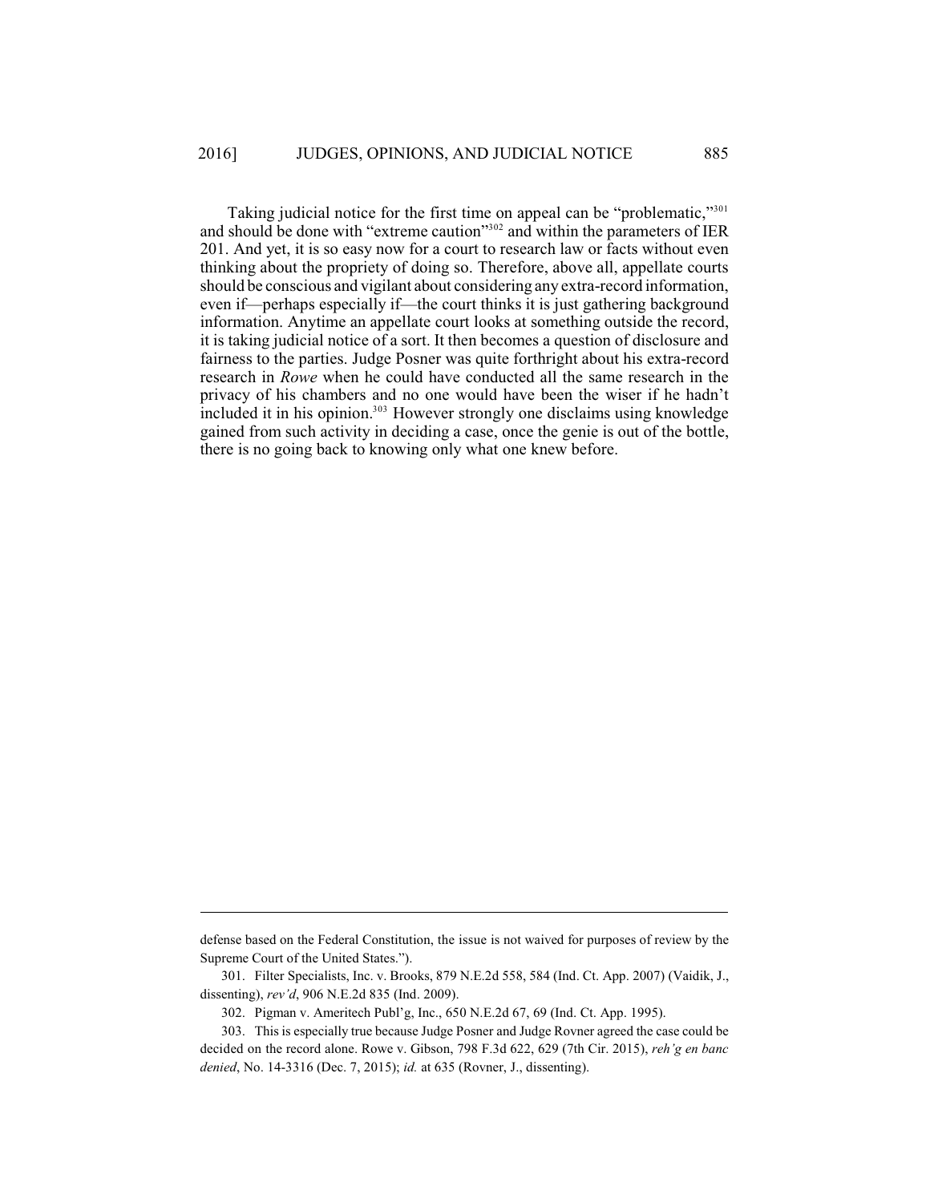Taking judicial notice for the first time on appeal can be "problematic,"[301] and should be done with "extreme caution"[302] and within the parameters of IER 201. And yet, it is so easy now for a court to research law or facts without even thinking about the propriety of doing so. Therefore, above all, appellate courts should be conscious and vigilant about considering any extra-record information, even if—perhaps especially if—the court thinks it is just gathering background information. Anytime an appellate court looks at something outside the record, it is taking judicial notice of a sort. It then becomes a question of disclosure and fairness to the parties. Judge Posner was quite forthright about his extra-record research in *Rowe* when he could have conducted all the same research in the privacy of his chambers and no one would have been the wiser if he hadn't included it in his opinion.[303] However strongly one disclaims using knowledge gained from such activity in deciding a case, once the genie is out of the bottle, there is no going back to knowing only what one knew before.

---

defense based on the Federal Constitution, the issue is not waived for purposes of review by the Supreme Court of the United States.").

301. Filter Specialists, Inc. v. Brooks, 879 N.E.2d 558, 584 (Ind. Ct. App. 2007) (Vaidik, J., dissenting), *rev'd*, 906 N.E.2d 835 (Ind. 2009).

302. Pigman v. Ameritech Publ'g, Inc., 650 N.E.2d 67, 69 (Ind. Ct. App. 1995).

303. This is especially true because Judge Posner and Judge Rovner agreed the case could be decided on the record alone. Rowe v. Gibson, 798 F.3d 622, 629 (7th Cir. 2015), *reh'g en banc denied*, No. 14-3316 (Dec. 7, 2015); *id.* at 635 (Rovner, J., dissenting).